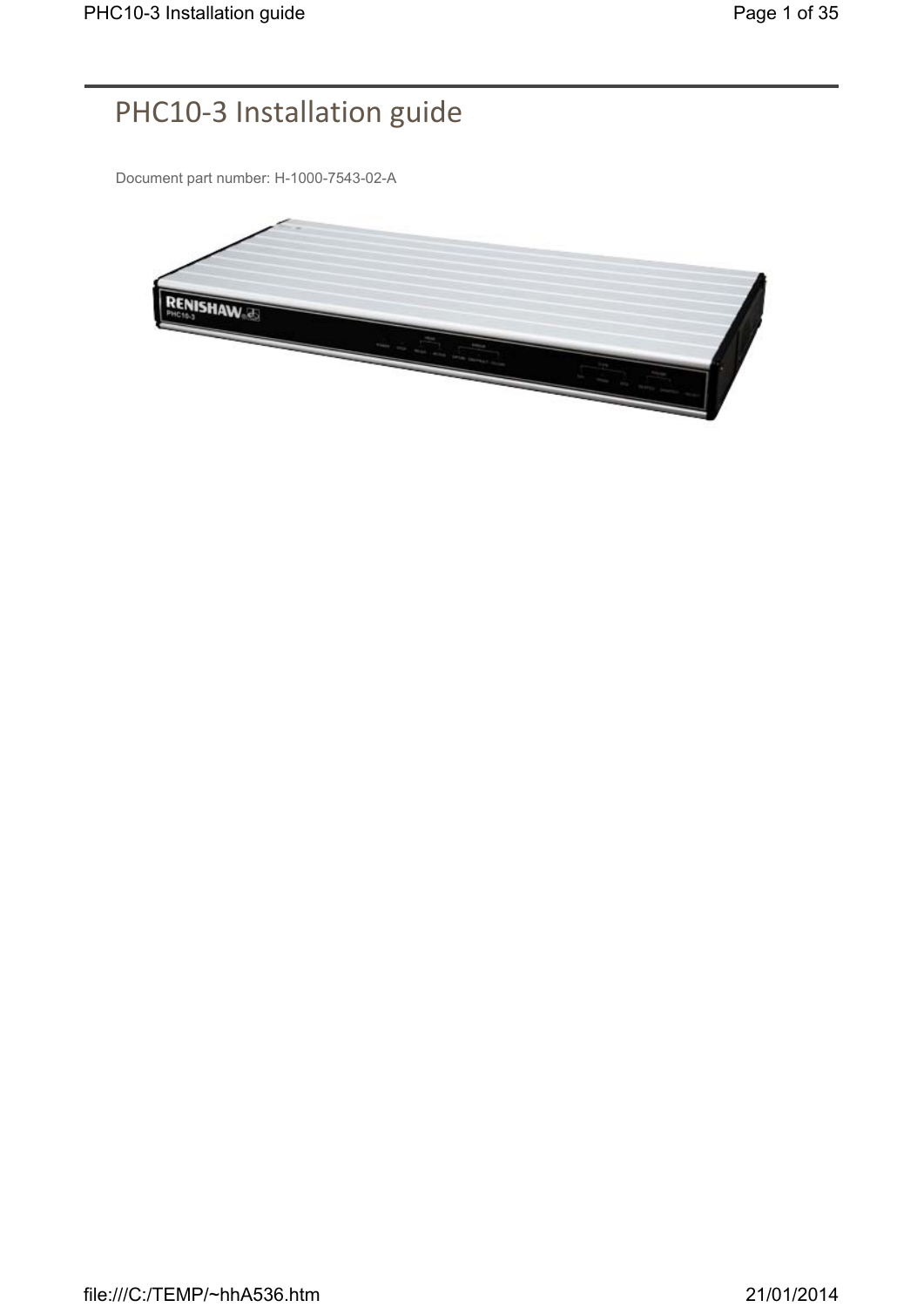# PHC10-3 Installation guide

Document part number: H-1000-7543-02-A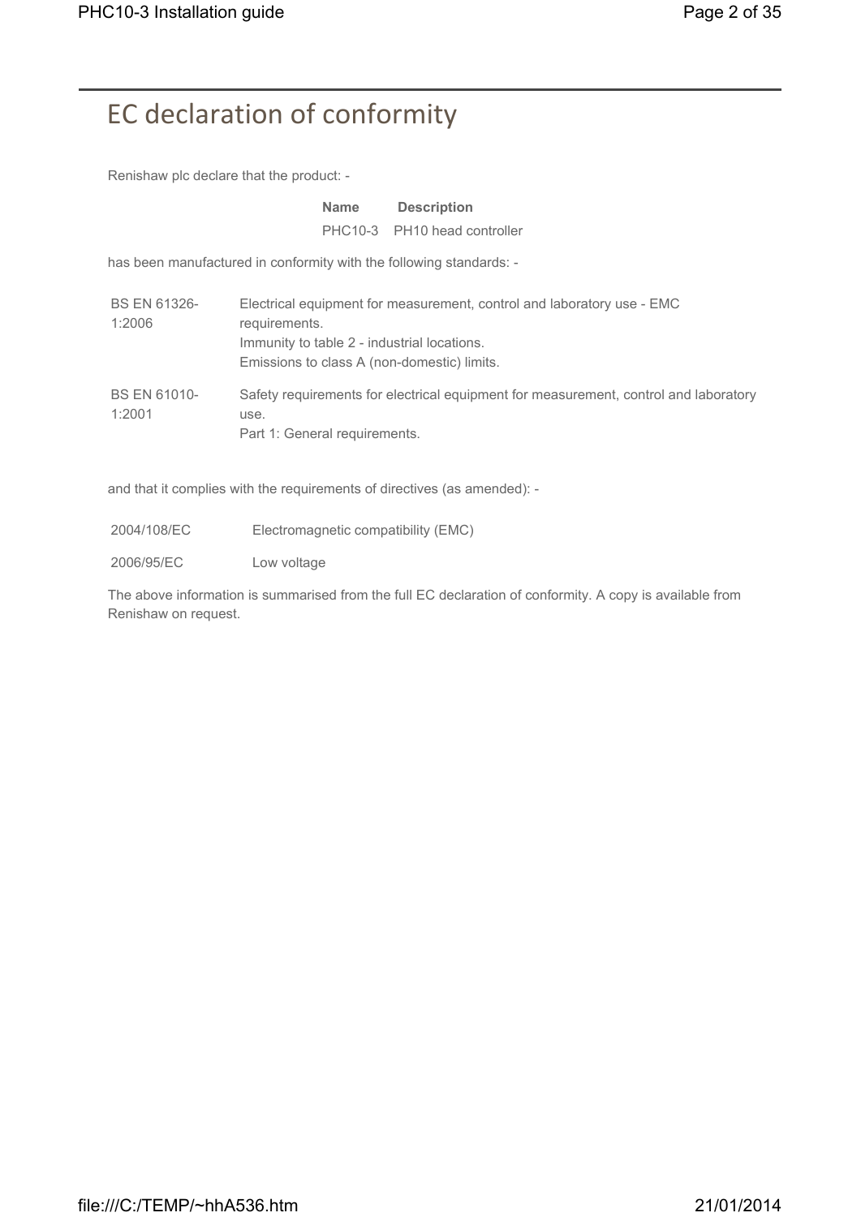# EC declaration of conformity

Renishaw plc declare that the product: -

| Name | Description |
| --- | --- |
| PHC10-3 | PH10 head controller |

has been manufactured in conformity with the following standards: -

| | |
| --- | --- |
| BS EN 61326-1:2006 | Electrical equipment for measurement, control and laboratory use - EMC requirements.<br>Immunity to table 2 - industrial locations.<br>Emissions to class A (non-domestic) limits. |
| BS EN 61010-1:2001 | Safety requirements for electrical equipment for measurement, control and laboratory use.<br>Part 1: General requirements. |

and that it complies with the requirements of directives (as amended): -

| | |
| --- | --- |
| 2004/108/EC | Electromagnetic compatibility (EMC) |
| 2006/95/EC | Low voltage |

The above information is summarised from the full EC declaration of conformity. A copy is available from Renishaw on request.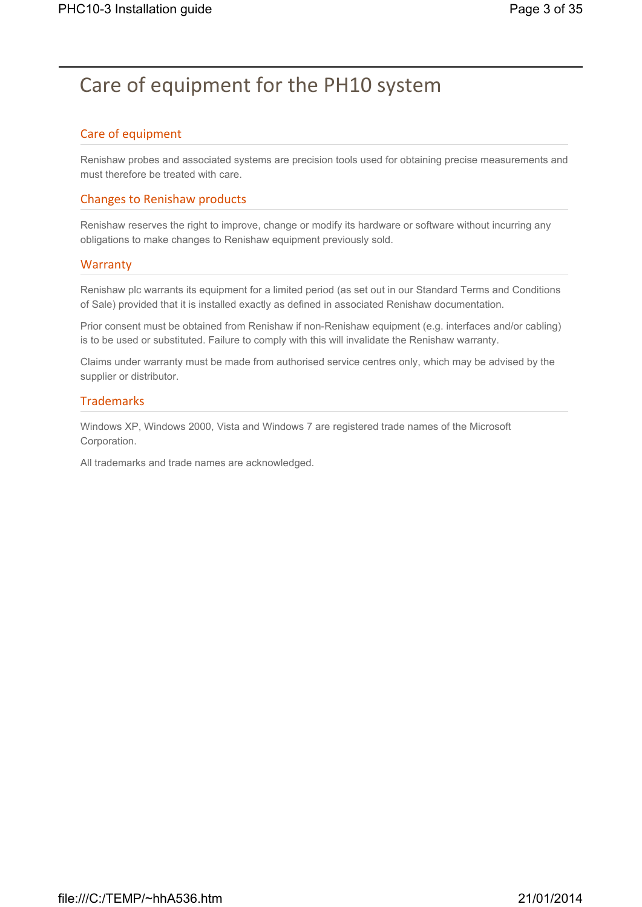# Care of equipment for the PH10 system

## Care of equipment

Renishaw probes and associated systems are precision tools used for obtaining precise measurements and must therefore be treated with care.

## Changes to Renishaw products

Renishaw reserves the right to improve, change or modify its hardware or software without incurring any obligations to make changes to Renishaw equipment previously sold.

## Warranty

Renishaw plc warrants its equipment for a limited period (as set out in our Standard Terms and Conditions of Sale) provided that it is installed exactly as defined in associated Renishaw documentation.

Prior consent must be obtained from Renishaw if non-Renishaw equipment (e.g. interfaces and/or cabling) is to be used or substituted. Failure to comply with this will invalidate the Renishaw warranty.

Claims under warranty must be made from authorised service centres only, which may be advised by the supplier or distributor.

## Trademarks

Windows XP, Windows 2000, Vista and Windows 7 are registered trade names of the Microsoft Corporation.

All trademarks and trade names are acknowledged.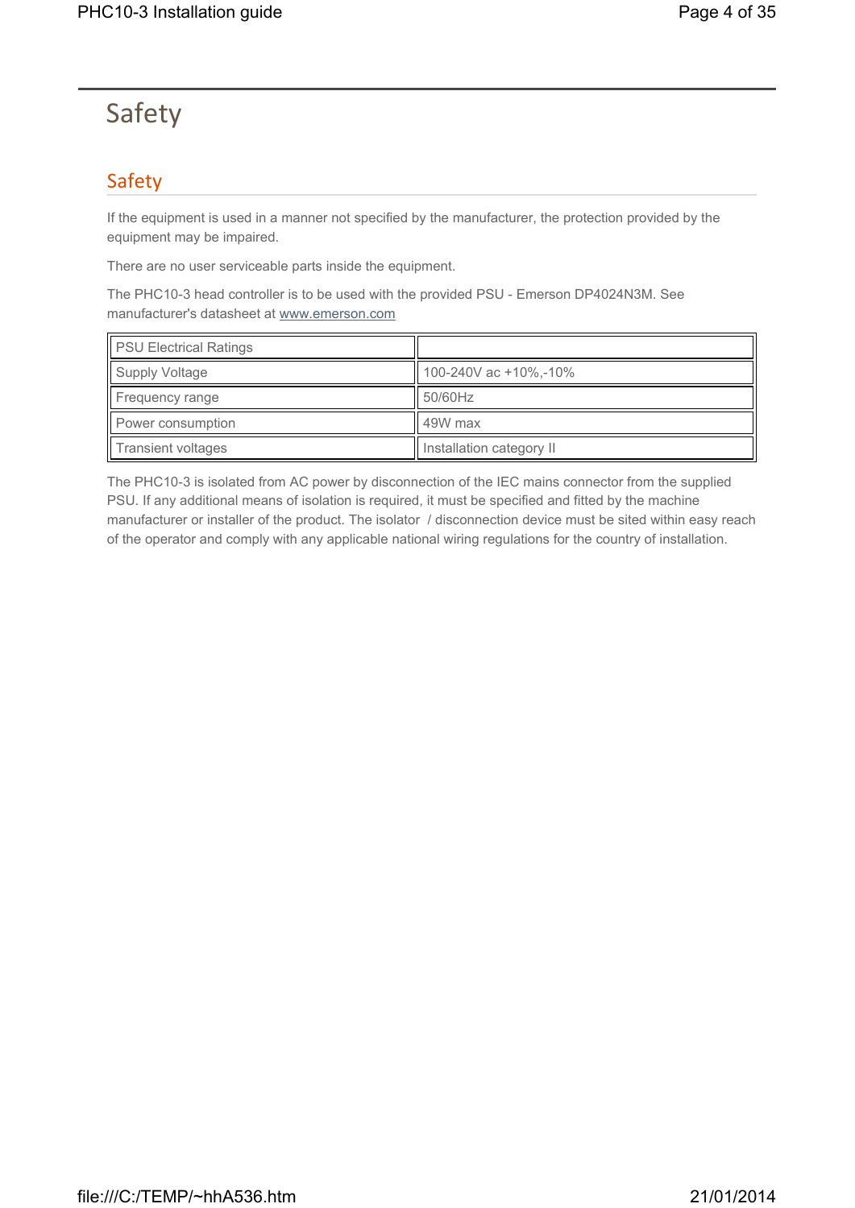# Safety

## Safety

If the equipment is used in a manner not specified by the manufacturer, the protection provided by the equipment may be impaired.

There are no user serviceable parts inside the equipment.

The PHC10-3 head controller is to be used with the provided PSU - Emerson DP4024N3M. See manufacturer's datasheet at www.emerson.com

| PSU Electrical Ratings | |
|---|---|
| Supply Voltage | 100-240V ac +10%,-10% |
| Frequency range | 50/60Hz |
| Power consumption | 49W max |
| Transient voltages | Installation category II |

The PHC10-3 is isolated from AC power by disconnection of the IEC mains connector from the supplied PSU. If any additional means of isolation is required, it must be specified and fitted by the machine manufacturer or installer of the product. The isolator / disconnection device must be sited within easy reach of the operator and comply with any applicable national wiring regulations for the country of installation.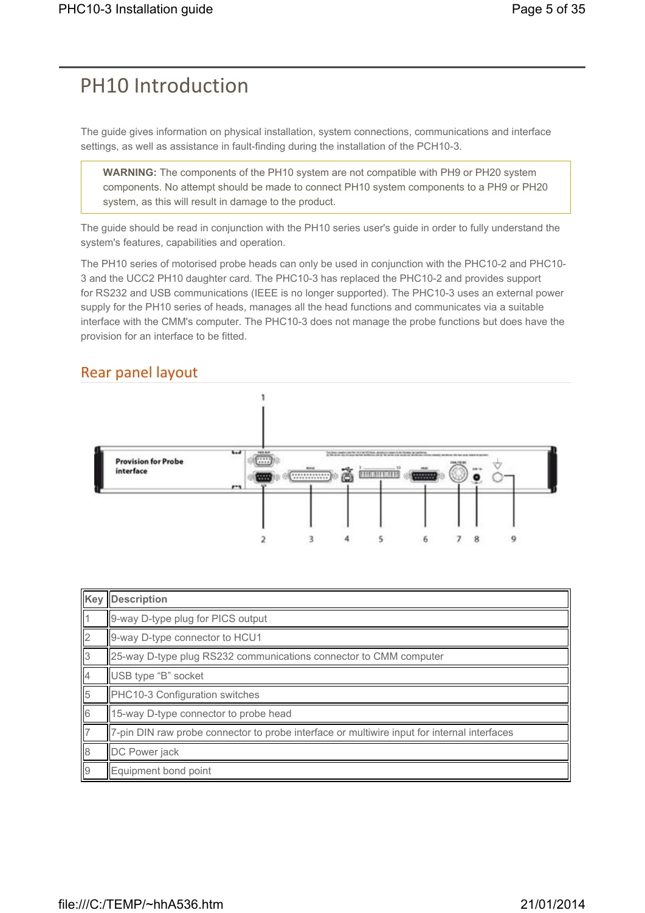# PH10 Introduction

The guide gives information on physical installation, system connections, communications and interface settings, as well as assistance in fault-finding during the installation of the PCH10-3.

> **WARNING:** The components of the PH10 system are not compatible with PH9 or PH20 system components. No attempt should be made to connect PH10 system components to a PH9 or PH20 system, as this will result in damage to the product.

The guide should be read in conjunction with the PH10 series user's guide in order to fully understand the system's features, capabilities and operation.

The PH10 series of motorised probe heads can only be used in conjunction with the PHC10-2 and PHC10-3 and the UCC2 PH10 daughter card. The PHC10-3 has replaced the PHC10-2 and provides support for RS232 and USB communications (IEEE is no longer supported). The PHC10-3 uses an external power supply for the PH10 series of heads, manages all the head functions and communicates via a suitable interface with the CMM's computer. The PHC10-3 does not manage the probe functions but does have the provision for an interface to be fitted.

## Rear panel layout

| Key | Description |
|---|---|
| 1 | 9-way D-type plug for PICS output |
| 2 | 9-way D-type connector to HCU1 |
| 3 | 25-way D-type plug RS232 communications connector to CMM computer |
| 4 | USB type “B” socket |
| 5 | PHC10-3 Configuration switches |
| 6 | 15-way D-type connector to probe head |
| 7 | 7-pin DIN raw probe connector to probe interface or multiwire input for internal interfaces |
| 8 | DC Power jack |
| 9 | Equipment bond point |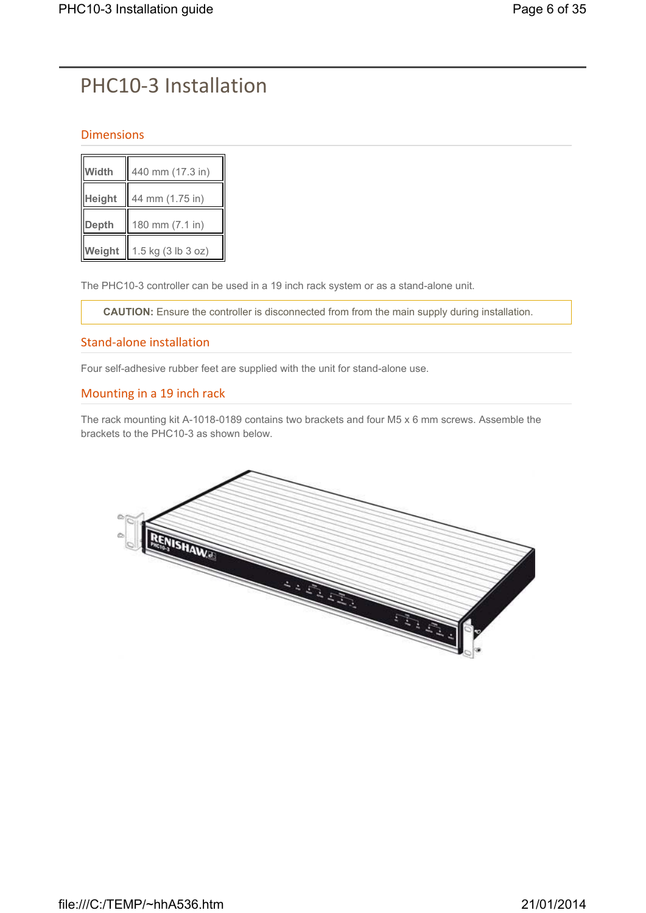# PHC10-3 Installation

## Dimensions

| | |
|---|---|
| **Width** | 440 mm (17.3 in) |
| **Height** | 44 mm (1.75 in) |
| **Depth** | 180 mm (7.1 in) |
| **Weight** | 1.5 kg (3 lb 3 oz) |

The PHC10-3 controller can be used in a 19 inch rack system or as a stand-alone unit.

> **CAUTION:** Ensure the controller is disconnected from from the main supply during installation.

## Stand-alone installation

Four self-adhesive rubber feet are supplied with the unit for stand-alone use.

## Mounting in a 19 inch rack

The rack mounting kit A-1018-0189 contains two brackets and four M5 x 6 mm screws. Assemble the brackets to the PHC10-3 as shown below.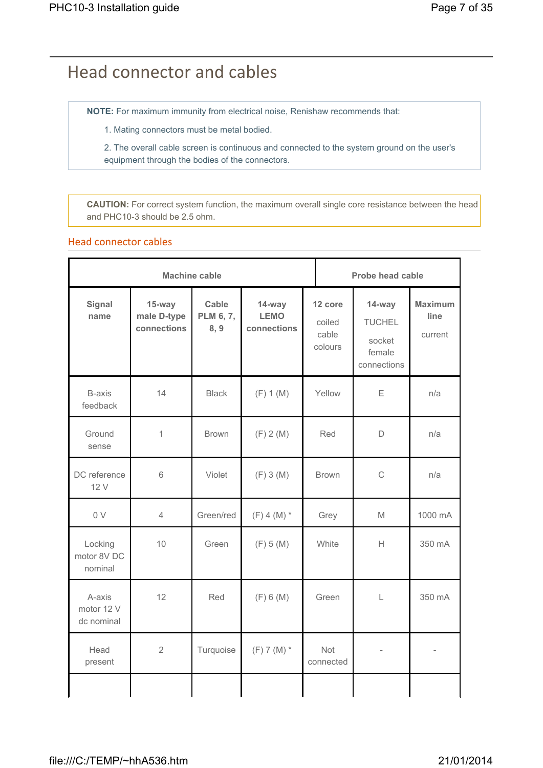# Head connector and cables

**NOTE:** For maximum immunity from electrical noise, Renishaw recommends that:

1. Mating connectors must be metal bodied.
2. The overall cable screen is continuous and connected to the system ground on the user's equipment through the bodies of the connectors.

**CAUTION:** For correct system function, the maximum overall single core resistance between the head and PHC10-3 should be 2.5 ohm.

## Head connector cables

| Machine cable | | | | Probe head cable | | |
|---|---|---|---|---|---|---|
| **Signal name** | **15-way male D-type connections** | **Cable PLM 6, 7, 8, 9** | **14-way LEMO connections** | **12 core** coiled cable colours | **14-way** TUCHEL socket female connections | **Maximum line** current |
| B-axis feedback | 14 | Black | (F) 1 (M) | Yellow | E | n/a |
| Ground sense | 1 | Brown | (F) 2 (M) | Red | D | n/a |
| DC reference 12 V | 6 | Violet | (F) 3 (M) | Brown | C | n/a |
| 0 V | 4 | Green/red | (F) 4 (M) * | Grey | M | 1000 mA |
| Locking motor 8V DC nominal | 10 | Green | (F) 5 (M) | White | H | 350 mA |
| A-axis motor 12 V dc nominal | 12 | Red | (F) 6 (M) | Green | L | 350 mA |
| Head present | 2 | Turquoise | (F) 7 (M) * | Not connected | - | - |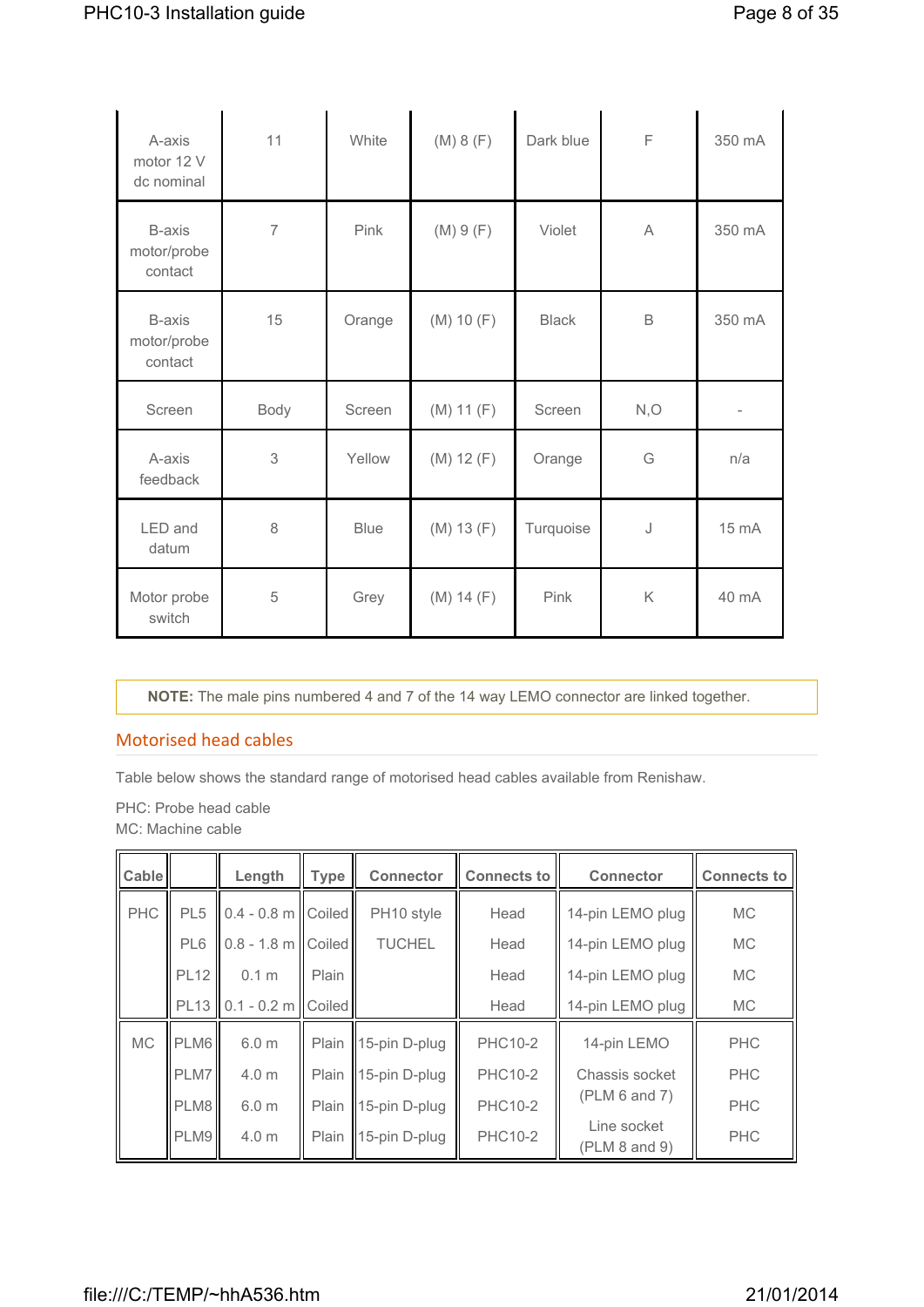| | | | | | | |
|---|---|---|---|---|---|---|
| A-axis motor 12 V dc nominal | 11 | White | (M) 8 (F) | Dark blue | F | 350 mA |
| B-axis motor/probe contact | 7 | Pink | (M) 9 (F) | Violet | A | 350 mA |
| B-axis motor/probe contact | 15 | Orange | (M) 10 (F) | Black | B | 350 mA |
| Screen | Body | Screen | (M) 11 (F) | Screen | N,O | - |
| A-axis feedback | 3 | Yellow | (M) 12 (F) | Orange | G | n/a |
| LED and datum | 8 | Blue | (M) 13 (F) | Turquoise | J | 15 mA |
| Motor probe switch | 5 | Grey | (M) 14 (F) | Pink | K | 40 mA |

**NOTE:** The male pins numbered 4 and 7 of the 14 way LEMO connector are linked together.

## Motorised head cables

Table below shows the standard range of motorised head cables available from Renishaw.

PHC: Probe head cable
MC: Machine cable

| Cable | | Length | Type | Connector | Connects to | Connector | Connects to |
|---|---|---|---|---|---|---|---|
| PHC | PL5 | 0.4 - 0.8 m | Coiled | PH10 style | Head | 14-pin LEMO plug | MC |
| | PL6 | 0.8 - 1.8 m | Coiled | TUCHEL | Head | 14-pin LEMO plug | MC |
| | PL12 | 0.1 m | Plain | | Head | 14-pin LEMO plug | MC |
| | PL13 | 0.1 - 0.2 m | Coiled | | Head | 14-pin LEMO plug | MC |
| MC | PLM6 | 6.0 m | Plain | 15-pin D-plug | PHC10-2 | 14-pin LEMO | PHC |
| | PLM7 | 4.0 m | Plain | 15-pin D-plug | PHC10-2 | Chassis socket (PLM 6 and 7) | PHC |
| | PLM8 | 6.0 m | Plain | 15-pin D-plug | PHC10-2 | | PHC |
| | PLM9 | 4.0 m | Plain | 15-pin D-plug | PHC10-2 | Line socket (PLM 8 and 9) | PHC |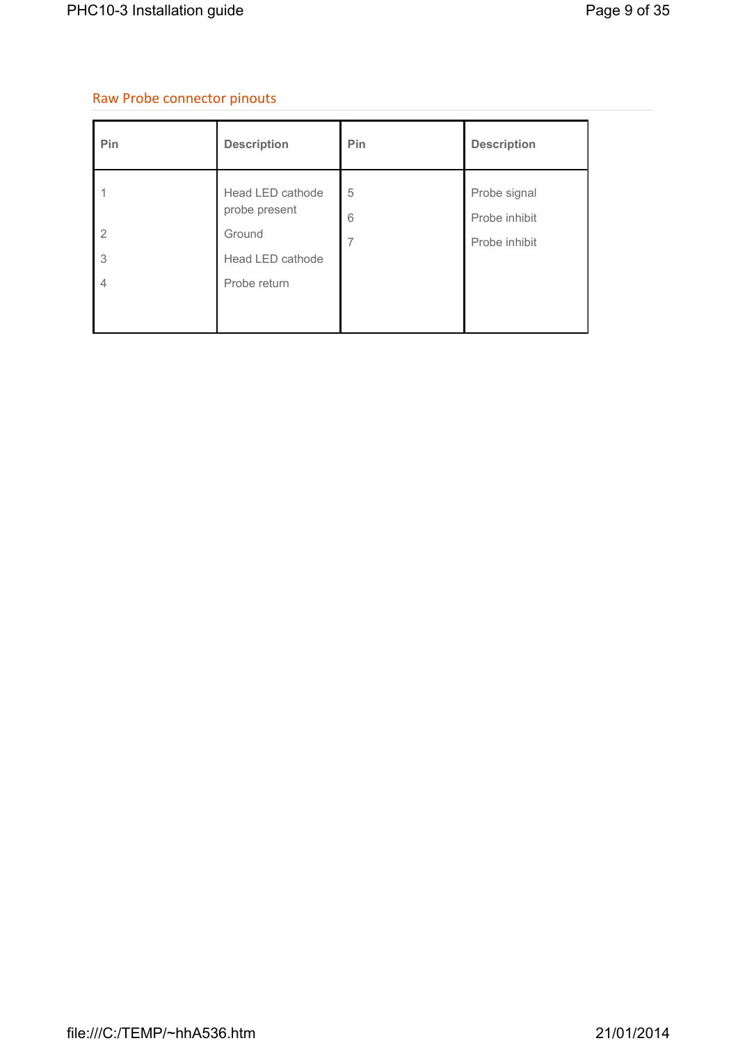## Raw Probe connector pinouts

| Pin | Description | Pin | Description |
|---|---|---|---|
| 1 | Head LED cathode probe present | 5 | Probe signal |
| 2 | Ground | 6 | Probe inhibit |
| 3 | Head LED cathode | 7 | Probe inhibit |
| 4 | Probe return | | |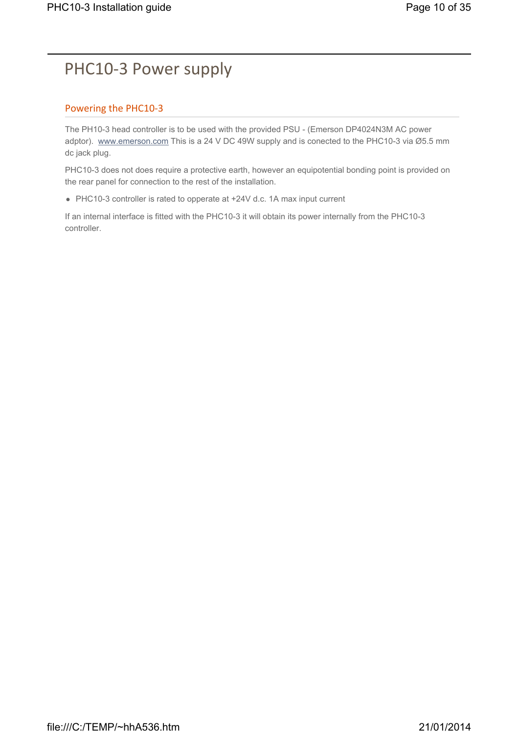# PHC10-3 Power supply

## Powering the PHC10-3

The PH10-3 head controller is to be used with the provided PSU - (Emerson DP4024N3M AC power adptor). www.emerson.com This is a 24 V DC 49W supply and is conected to the PHC10-3 via Ø5.5 mm dc jack plug.

PHC10-3 does not does require a protective earth, however an equipotential bonding point is provided on the rear panel for connection to the rest of the installation.

- PHC10-3 controller is rated to opperate at +24V d.c. 1A max input current

If an internal interface is fitted with the PHC10-3 it will obtain its power internally from the PHC10-3 controller.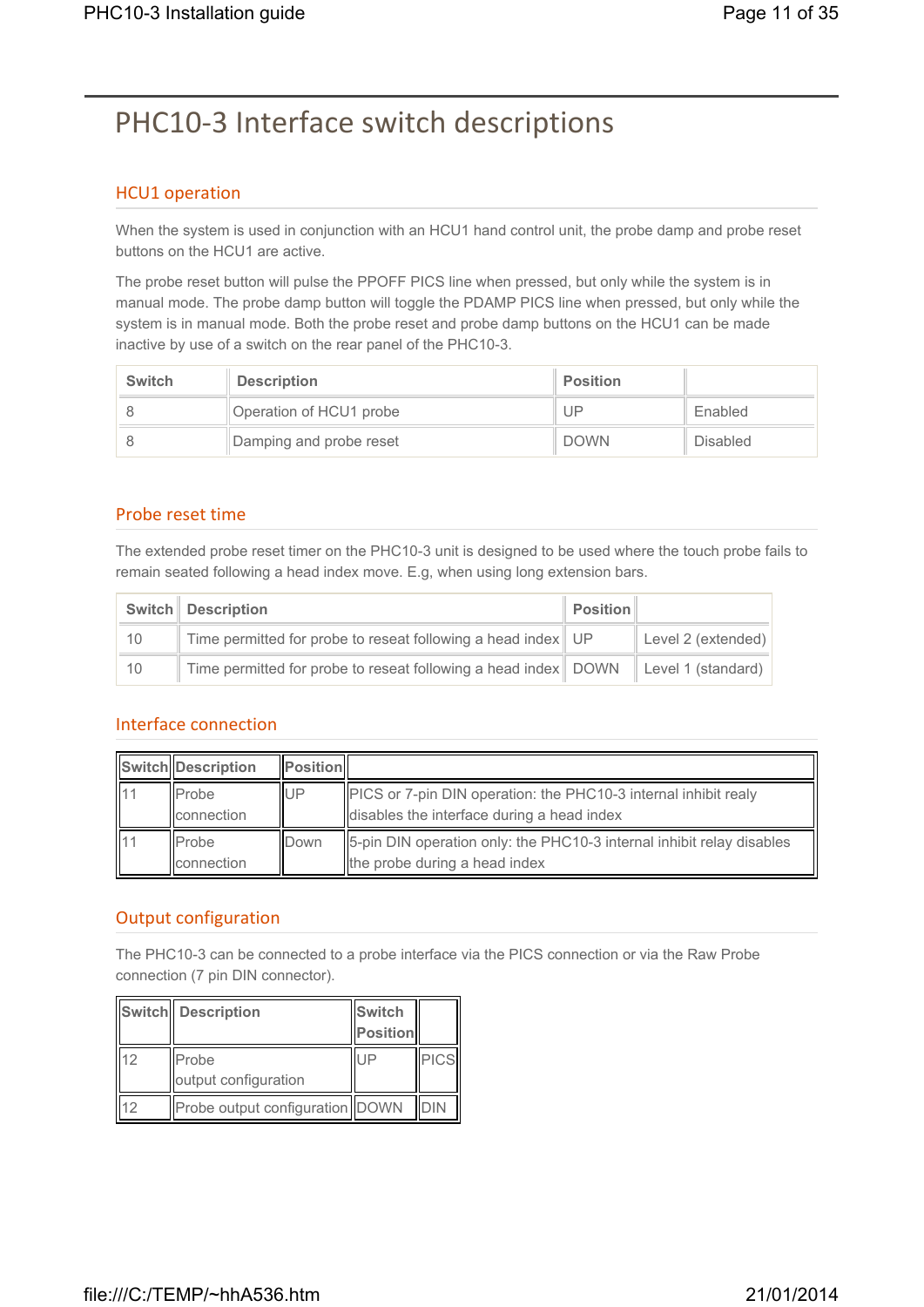# PHC10-3 Interface switch descriptions

## HCU1 operation

When the system is used in conjunction with an HCU1 hand control unit, the probe damp and probe reset buttons on the HCU1 are active.

The probe reset button will pulse the PPOFF PICS line when pressed, but only while the system is in manual mode. The probe damp button will toggle the PDAMP PICS line when pressed, but only while the system is in manual mode. Both the probe reset and probe damp buttons on the HCU1 can be made inactive by use of a switch on the rear panel of the PHC10-3.

| Switch | Description | Position | |
|---|---|---|---|
| 8 | Operation of HCU1 probe | UP | Enabled |
| 8 | Damping and probe reset | DOWN | Disabled |

## Probe reset time

The extended probe reset timer on the PHC10-3 unit is designed to be used where the touch probe fails to remain seated following a head index move. E.g, when using long extension bars.

| Switch | Description | Position | |
|---|---|---|---|
| 10 | Time permitted for probe to reseat following a head index | UP | Level 2 (extended) |
| 10 | Time permitted for probe to reseat following a head index | DOWN | Level 1 (standard) |

## Interface connection

| Switch | Description | Position | |
|---|---|---|---|
| 11 | Probe connection | UP | PICS or 7-pin DIN operation: the PHC10-3 internal inhibit realy disables the interface during a head index |
| 11 | Probe connection | Down | 5-pin DIN operation only: the PHC10-3 internal inhibit relay disables the probe during a head index |

## Output configuration

The PHC10-3 can be connected to a probe interface via the PICS connection or via the Raw Probe connection (7 pin DIN connector).

| Switch | Description | Switch Position | |
|---|---|---|---|
| 12 | Probe output configuration | UP | PICS |
| 12 | Probe output configuration | DOWN | DIN |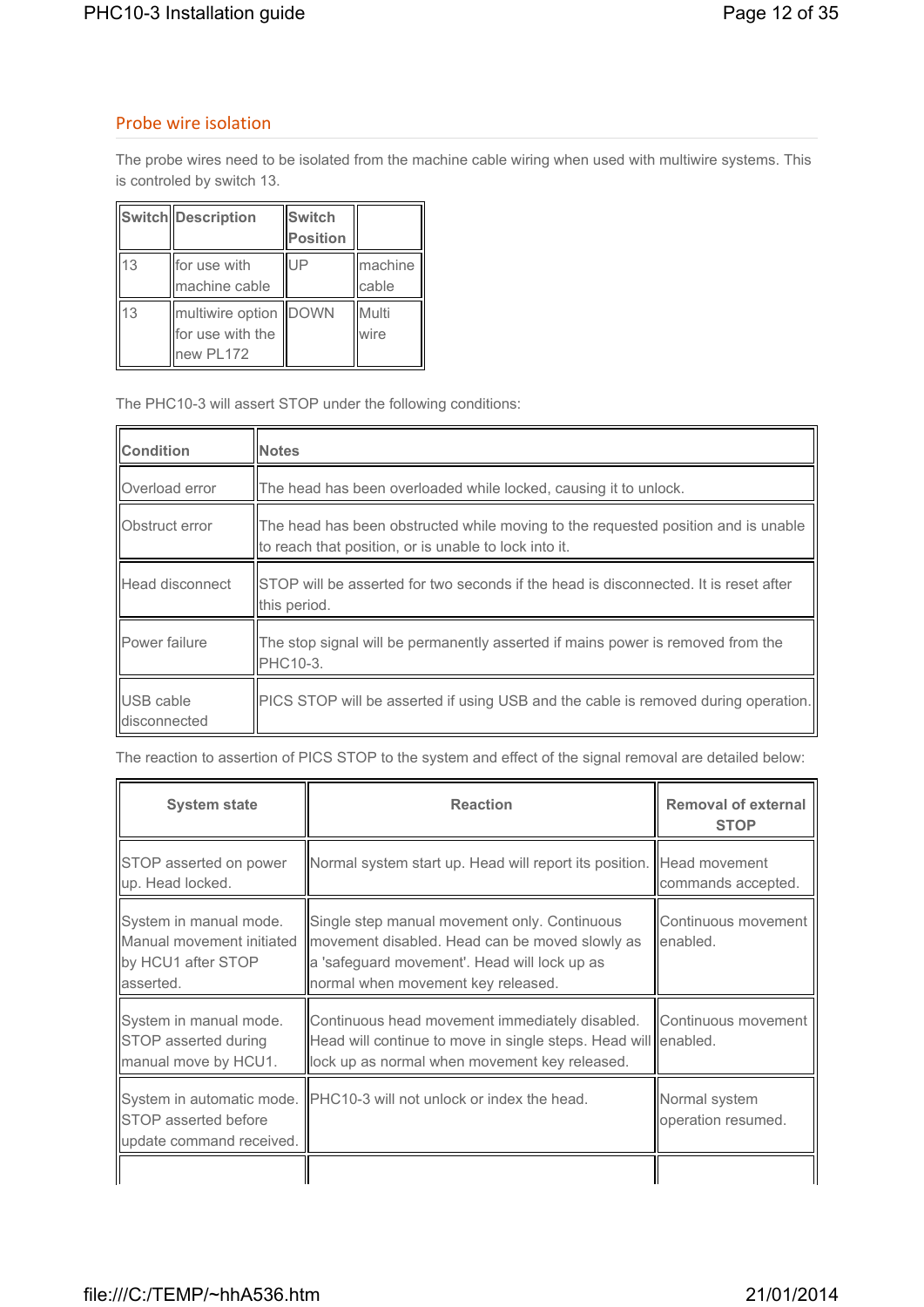## Probe wire isolation

The probe wires need to be isolated from the machine cable wiring when used with multiwire systems. This is controled by switch 13.

| Switch | Description | Switch Position | |
|---|---|---|---|
| 13 | for use with machine cable | UP | machine cable |
| 13 | multiwire option for use with the new PL172 | DOWN | Multi wire |

The PHC10-3 will assert STOP under the following conditions:

| Condition | Notes |
|---|---|
| Overload error | The head has been overloaded while locked, causing it to unlock. |
| Obstruct error | The head has been obstructed while moving to the requested position and is unable to reach that position, or is unable to lock into it. |
| Head disconnect | STOP will be asserted for two seconds if the head is disconnected. It is reset after this period. |
| Power failure | The stop signal will be permanently asserted if mains power is removed from the PHC10-3. |
| USB cable disconnected | PICS STOP will be asserted if using USB and the cable is removed during operation. |

The reaction to assertion of PICS STOP to the system and effect of the signal removal are detailed below:

| System state | Reaction | Removal of external STOP |
|---|---|---|
| STOP asserted on power up. Head locked. | Normal system start up. Head will report its position. | Head movement commands accepted. |
| System in manual mode. Manual movement initiated by HCU1 after STOP asserted. | Single step manual movement only. Continuous movement disabled. Head can be moved slowly as a 'safeguard movement'. Head will lock up as normal when movement key released. | Continuous movement enabled. |
| System in manual mode. STOP asserted during manual move by HCU1. | Continuous head movement immediately disabled. Head will continue to move in single steps. Head will lock up as normal when movement key released. | Continuous movement enabled. |
| System in automatic mode. STOP asserted before update command received. | PHC10-3 will not unlock or index the head. | Normal system operation resumed. |
| | | |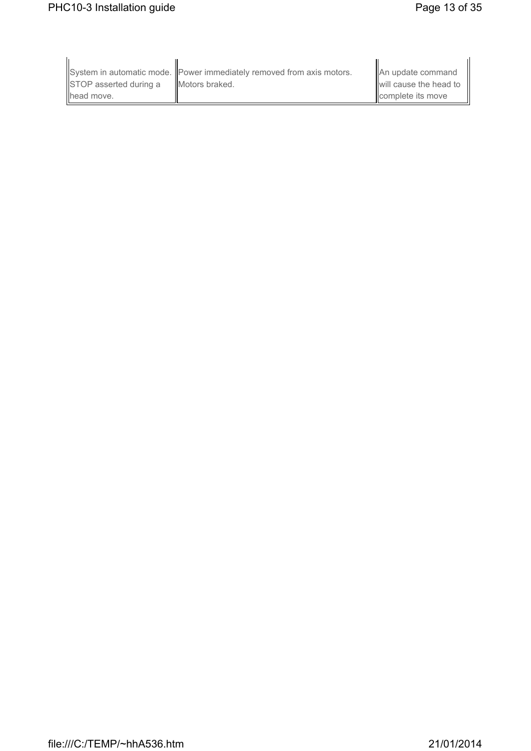| | | |
|---|---|---|
| System in automatic mode. STOP asserted during a head move. | Power immediately removed from axis motors. Motors braked. | An update command will cause the head to complete its move |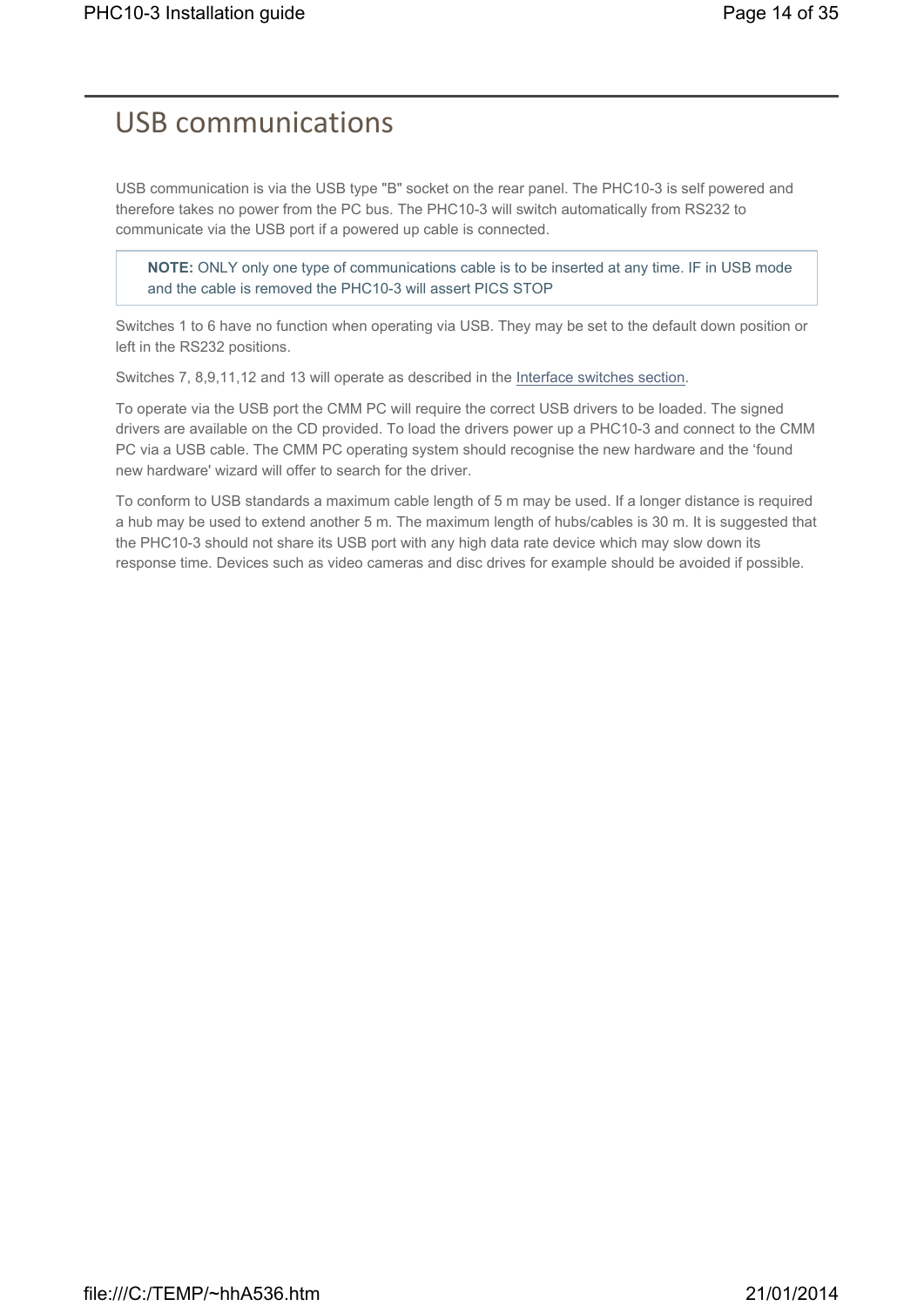# USB communications

USB communication is via the USB type "B" socket on the rear panel. The PHC10-3 is self powered and therefore takes no power from the PC bus. The PHC10-3 will switch automatically from RS232 to communicate via the USB port if a powered up cable is connected.

> **NOTE:** ONLY only one type of communications cable is to be inserted at any time. IF in USB mode and the cable is removed the PHC10-3 will assert PICS STOP

Switches 1 to 6 have no function when operating via USB. They may be set to the default down position or left in the RS232 positions.

Switches 7, 8,9,11,12 and 13 will operate as described in the Interface switches section.

To operate via the USB port the CMM PC will require the correct USB drivers to be loaded. The signed drivers are available on the CD provided. To load the drivers power up a PHC10-3 and connect to the CMM PC via a USB cable. The CMM PC operating system should recognise the new hardware and the 'found new hardware' wizard will offer to search for the driver.

To conform to USB standards a maximum cable length of 5 m may be used. If a longer distance is required a hub may be used to extend another 5 m. The maximum length of hubs/cables is 30 m. It is suggested that the PHC10-3 should not share its USB port with any high data rate device which may slow down its response time. Devices such as video cameras and disc drives for example should be avoided if possible.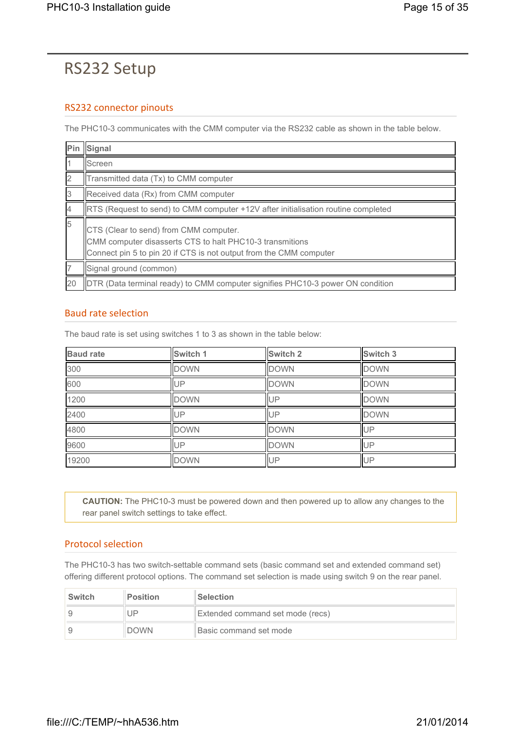# RS232 Setup

## RS232 connector pinouts

The PHC10-3 communicates with the CMM computer via the RS232 cable as shown in the table below.

| Pin | Signal |
|---|---|
| 1 | Screen |
| 2 | Transmitted data (Tx) to CMM computer |
| 3 | Received data (Rx) from CMM computer |
| 4 | RTS (Request to send) to CMM computer +12V after initialisation routine completed |
| 5 | CTS (Clear to send) from CMM computer.<br>CMM computer disasserts CTS to halt PHC10-3 transmitions<br>Connect pin 5 to pin 20 if CTS is not output from the CMM computer |
| 7 | Signal ground (common) |
| 20 | DTR (Data terminal ready) to CMM computer signifies PHC10-3 power ON condition |

## Baud rate selection

The baud rate is set using switches 1 to 3 as shown in the table below:

| Baud rate | Switch 1 | Switch 2 | Switch 3 |
|---|---|---|---|
| 300 | DOWN | DOWN | DOWN |
| 600 | UP | DOWN | DOWN |
| 1200 | DOWN | UP | DOWN |
| 2400 | UP | UP | DOWN |
| 4800 | DOWN | DOWN | UP |
| 9600 | UP | DOWN | UP |
| 19200 | DOWN | UP | UP |

**CAUTION:** The PHC10-3 must be powered down and then powered up to allow any changes to the rear panel switch settings to take effect.

## Protocol selection

The PHC10-3 has two switch-settable command sets (basic command set and extended command set) offering different protocol options. The command set selection is made using switch 9 on the rear panel.

| Switch | Position | Selection |
|---|---|---|
| 9 | UP | Extended command set mode (recs) |
| 9 | DOWN | Basic command set mode |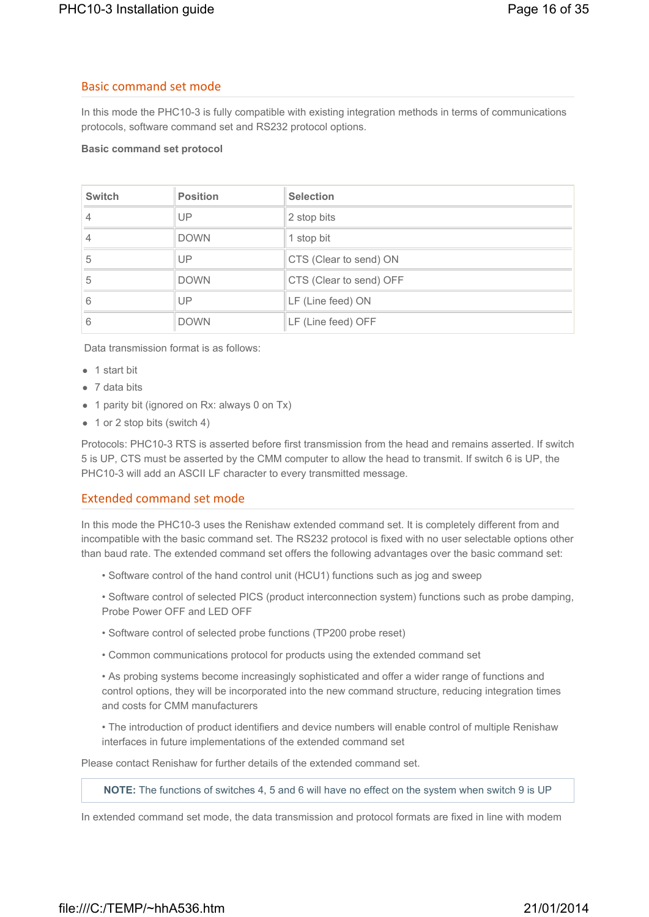## Basic command set mode

In this mode the PHC10-3 is fully compatible with existing integration methods in terms of communications protocols, software command set and RS232 protocol options.

**Basic command set protocol**

| Switch | Position | Selection |
| --- | --- | --- |
| 4 | UP | 2 stop bits |
| 4 | DOWN | 1 stop bit |
| 5 | UP | CTS (Clear to send) ON |
| 5 | DOWN | CTS (Clear to send) OFF |
| 6 | UP | LF (Line feed) ON |
| 6 | DOWN | LF (Line feed) OFF |

Data transmission format is as follows:

- 1 start bit
- 7 data bits
- 1 parity bit (ignored on Rx: always 0 on Tx)
- 1 or 2 stop bits (switch 4)

Protocols: PHC10-3 RTS is asserted before first transmission from the head and remains asserted. If switch 5 is UP, CTS must be asserted by the CMM computer to allow the head to transmit. If switch 6 is UP, the PHC10-3 will add an ASCII LF character to every transmitted message.

## Extended command set mode

In this mode the PHC10-3 uses the Renishaw extended command set. It is completely different from and incompatible with the basic command set. The RS232 protocol is fixed with no user selectable options other than baud rate. The extended command set offers the following advantages over the basic command set:

- Software control of the hand control unit (HCU1) functions such as jog and sweep
- Software control of selected PICS (product interconnection system) functions such as probe damping, Probe Power OFF and LED OFF
- Software control of selected probe functions (TP200 probe reset)
- Common communications protocol for products using the extended command set
- As probing systems become increasingly sophisticated and offer a wider range of functions and control options, they will be incorporated into the new command structure, reducing integration times and costs for CMM manufacturers
- The introduction of product identifiers and device numbers will enable control of multiple Renishaw interfaces in future implementations of the extended command set

Please contact Renishaw for further details of the extended command set.

**NOTE:** The functions of switches 4, 5 and 6 will have no effect on the system when switch 9 is UP

In extended command set mode, the data transmission and protocol formats are fixed in line with modem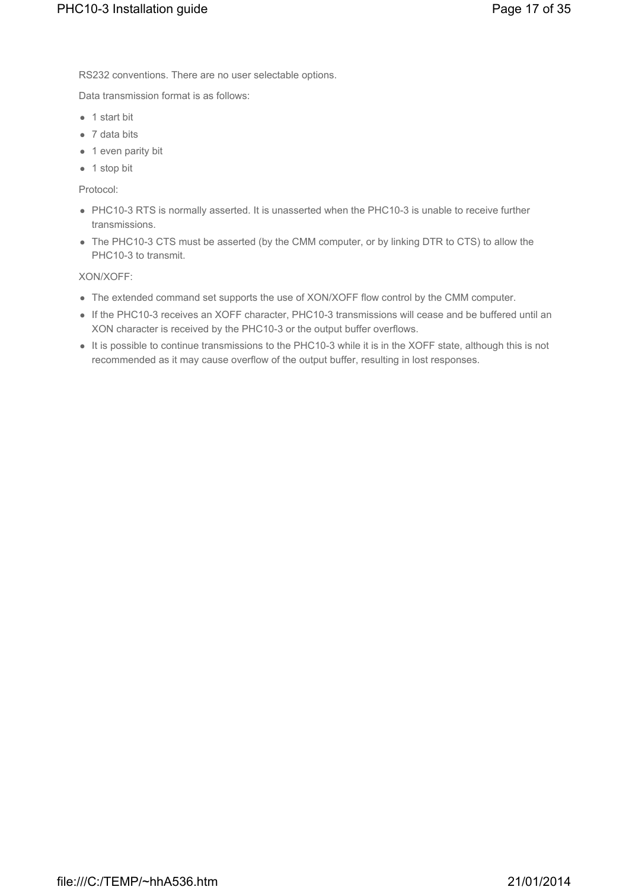RS232 conventions. There are no user selectable options.

Data transmission format is as follows:

- 1 start bit
- 7 data bits
- 1 even parity bit
- 1 stop bit

Protocol:

- PHC10-3 RTS is normally asserted. It is unasserted when the PHC10-3 is unable to receive further transmissions.
- The PHC10-3 CTS must be asserted (by the CMM computer, or by linking DTR to CTS) to allow the PHC10-3 to transmit.

XON/XOFF:

- The extended command set supports the use of XON/XOFF flow control by the CMM computer.
- If the PHC10-3 receives an XOFF character, PHC10-3 transmissions will cease and be buffered until an XON character is received by the PHC10-3 or the output buffer overflows.
- It is possible to continue transmissions to the PHC10-3 while it is in the XOFF state, although this is not recommended as it may cause overflow of the output buffer, resulting in lost responses.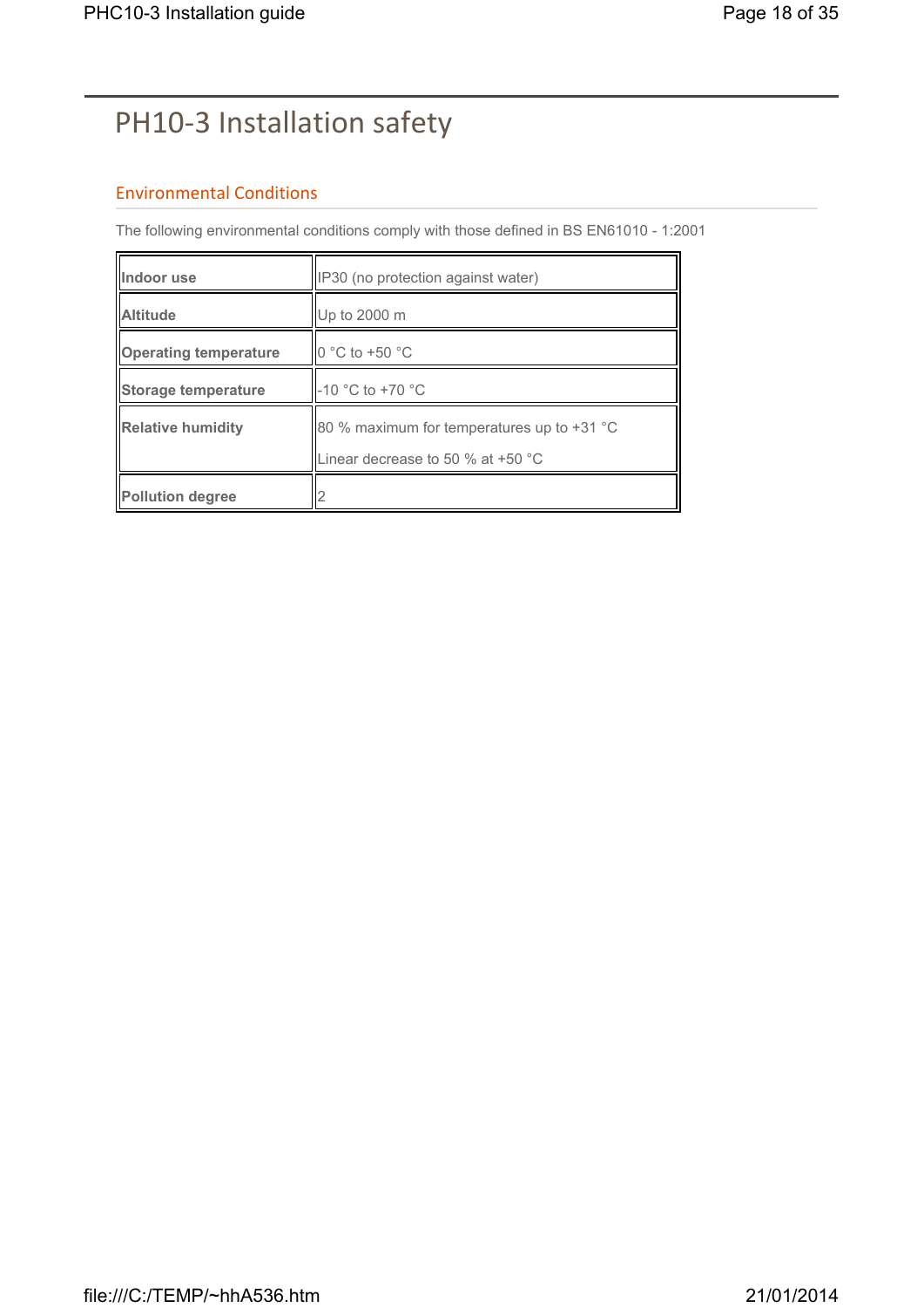# PH10-3 Installation safety

## Environmental Conditions

The following environmental conditions comply with those defined in BS EN61010 - 1:2001

| | |
|---|---|
| **Indoor use** | IP30 (no protection against water) |
| **Altitude** | Up to 2000 m |
| **Operating temperature** | 0 °C to +50 °C |
| **Storage temperature** | -10 °C to +70 °C |
| **Relative humidity** | 80 % maximum for temperatures up to +31 °C<br><br>Linear decrease to 50 % at +50 °C |
| **Pollution degree** | 2 |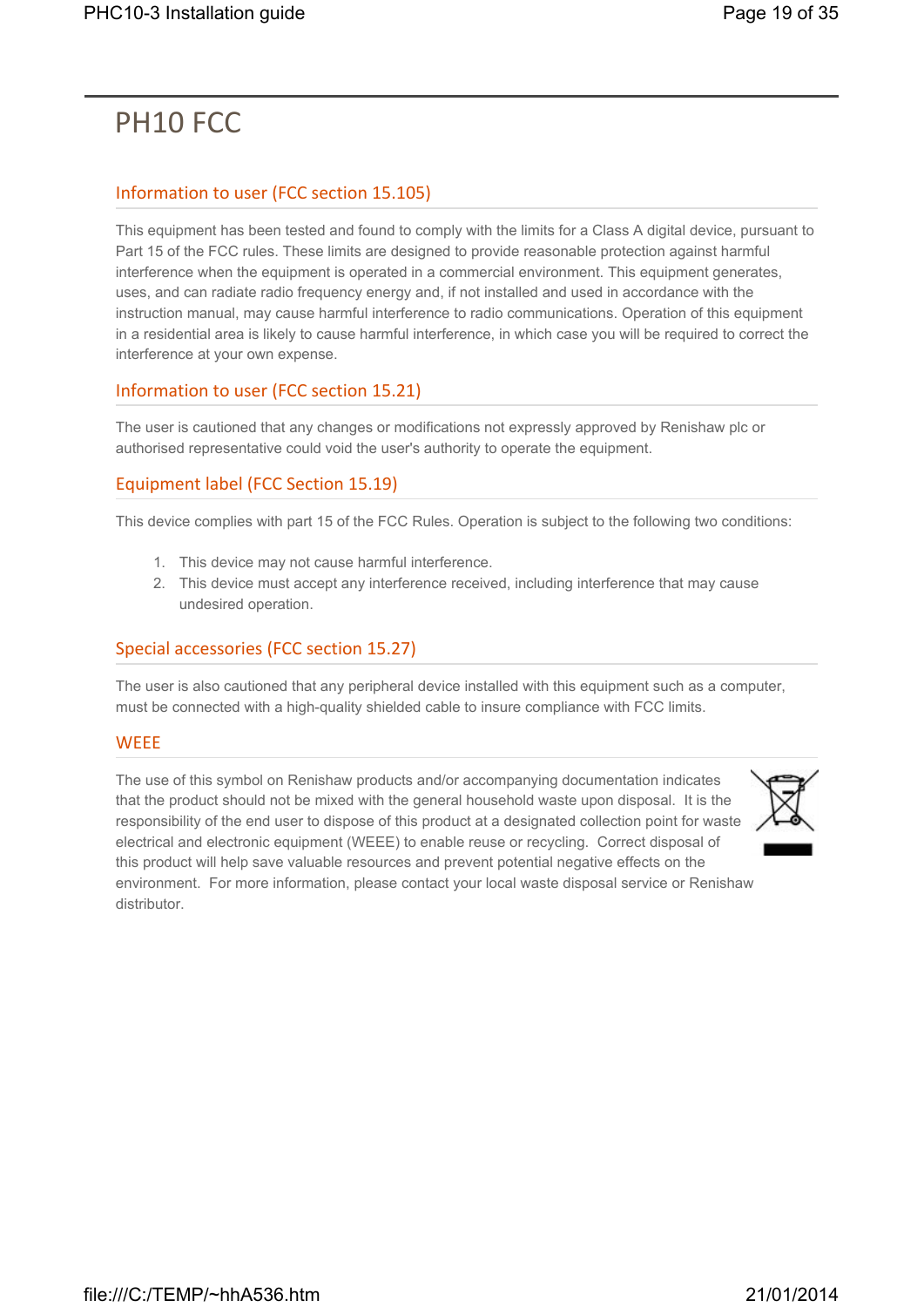# PH10 FCC

## Information to user (FCC section 15.105)

This equipment has been tested and found to comply with the limits for a Class A digital device, pursuant to Part 15 of the FCC rules. These limits are designed to provide reasonable protection against harmful interference when the equipment is operated in a commercial environment. This equipment generates, uses, and can radiate radio frequency energy and, if not installed and used in accordance with the instruction manual, may cause harmful interference to radio communications. Operation of this equipment in a residential area is likely to cause harmful interference, in which case you will be required to correct the interference at your own expense.

## Information to user (FCC section 15.21)

The user is cautioned that any changes or modifications not expressly approved by Renishaw plc or authorised representative could void the user's authority to operate the equipment.

## Equipment label (FCC Section 15.19)

This device complies with part 15 of the FCC Rules. Operation is subject to the following two conditions:

1. This device may not cause harmful interference.
2. This device must accept any interference received, including interference that may cause undesired operation.

## Special accessories (FCC section 15.27)

The user is also cautioned that any peripheral device installed with this equipment such as a computer, must be connected with a high-quality shielded cable to insure compliance with FCC limits.

## WEEE

The use of this symbol on Renishaw products and/or accompanying documentation indicates that the product should not be mixed with the general household waste upon disposal. It is the responsibility of the end user to dispose of this product at a designated collection point for waste electrical and electronic equipment (WEEE) to enable reuse or recycling. Correct disposal of this product will help save valuable resources and prevent potential negative effects on the environment. For more information, please contact your local waste disposal service or Renishaw distributor.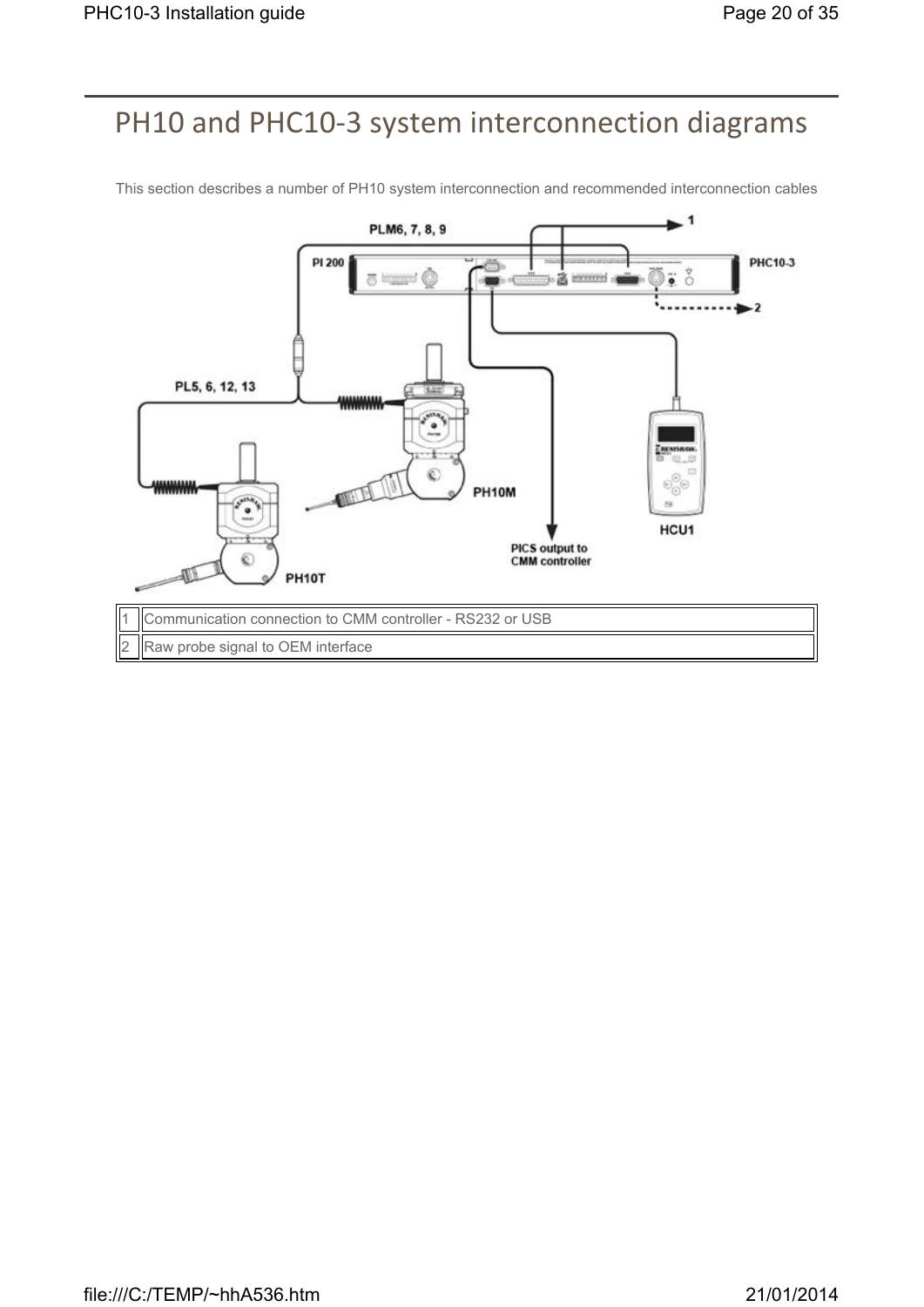# PH10 and PHC10-3 system interconnection diagrams

This section describes a number of PH10 system interconnection and recommended interconnection cables

| | |
|---|---|
| 1 | Communication connection to CMM controller - RS232 or USB |
| 2 | Raw probe signal to OEM interface |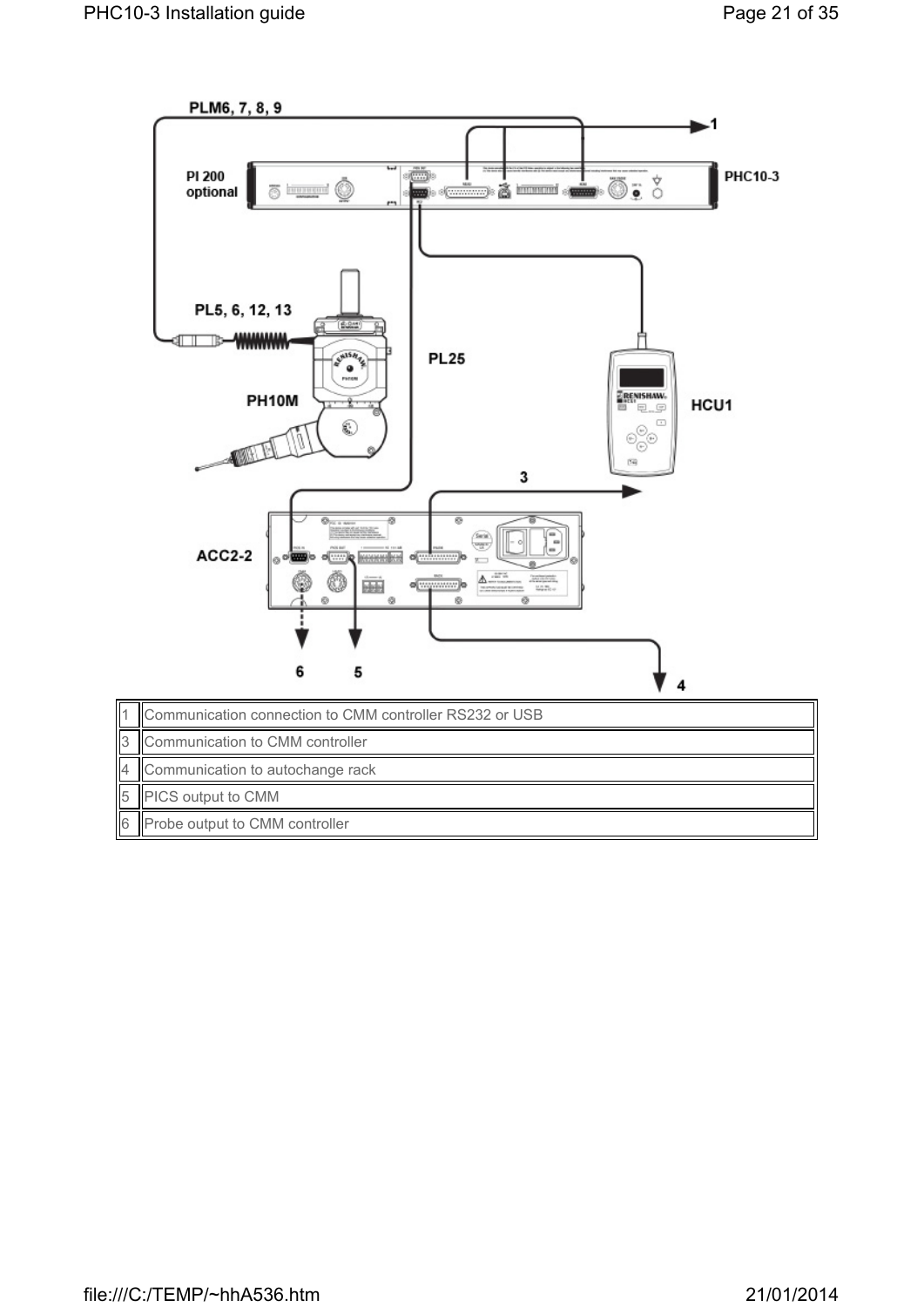| | |
|---|---|
| 1 | Communication connection to CMM controller RS232 or USB |
| 3 | Communication to CMM controller |
| 4 | Communication to autochange rack |
| 5 | PICS output to CMM |
| 6 | Probe output to CMM controller |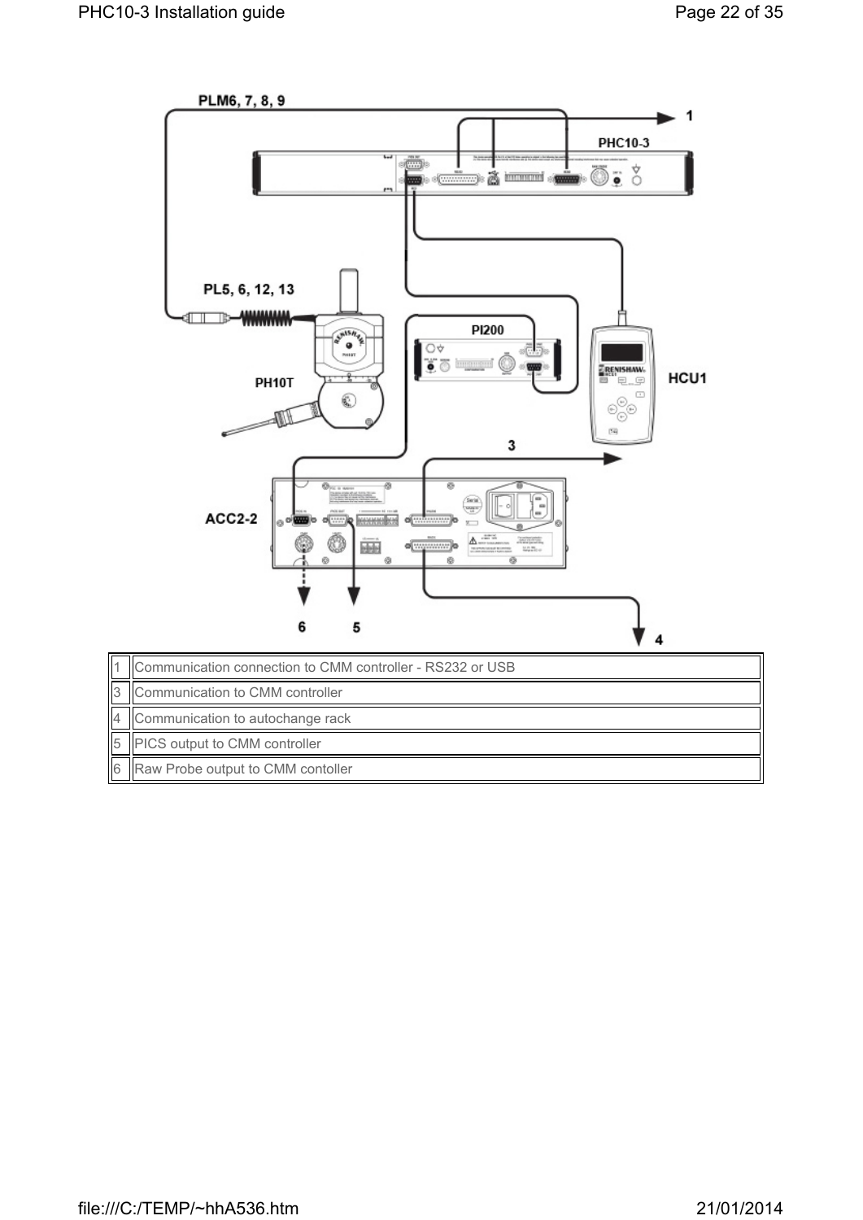| | |
|---|---|
| 1 | Communication connection to CMM controller - RS232 or USB |
| 3 | Communication to CMM controller |
| 4 | Communication to autochange rack |
| 5 | PICS output to CMM controller |
| 6 | Raw Probe output to CMM contoller |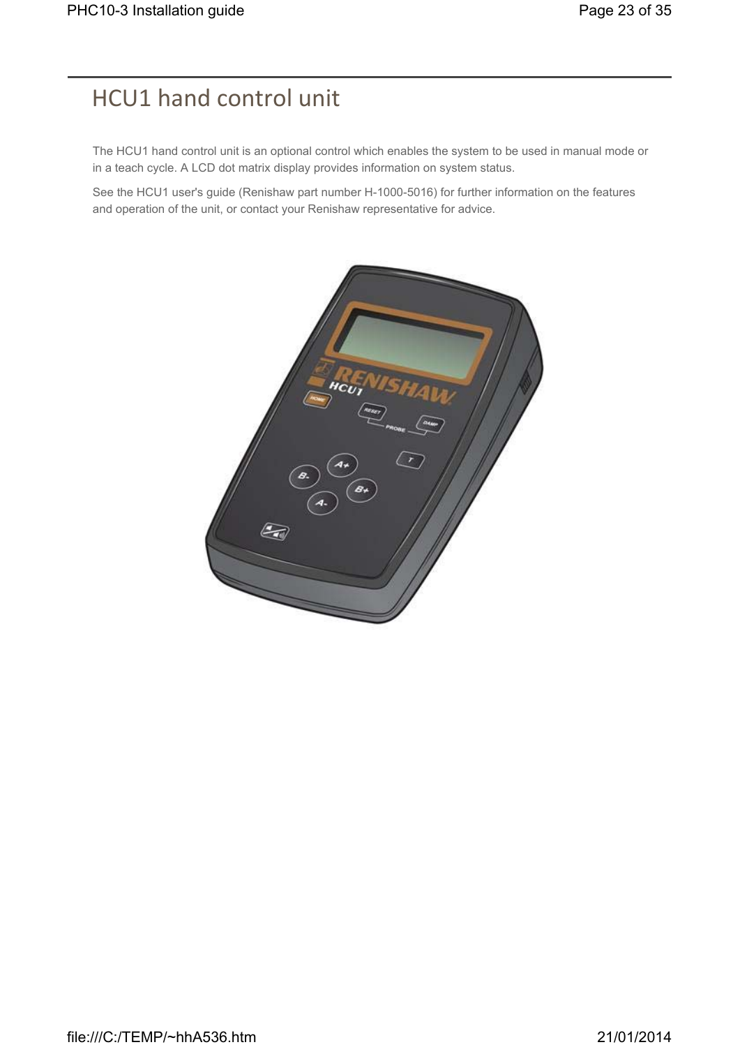# HCU1 hand control unit

The HCU1 hand control unit is an optional control which enables the system to be used in manual mode or in a teach cycle. A LCD dot matrix display provides information on system status.

See the HCU1 user's guide (Renishaw part number H-1000-5016) for further information on the features and operation of the unit, or contact your Renishaw representative for advice.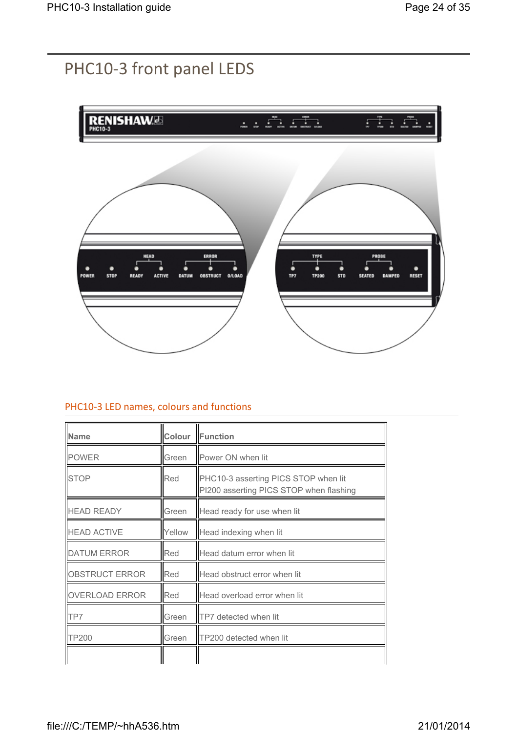# PHC10-3 front panel LEDS

## PHC10-3 LED names, colours and functions

| Name | Colour | Function |
|---|---|---|
| POWER | Green | Power ON when lit |
| STOP | Red | PHC10-3 asserting PICS STOP when lit<br>PI200 asserting PICS STOP when flashing |
| HEAD READY | Green | Head ready for use when lit |
| HEAD ACTIVE | Yellow | Head indexing when lit |
| DATUM ERROR | Red | Head datum error when lit |
| OBSTRUCT ERROR | Red | Head obstruct error when lit |
| OVERLOAD ERROR | Red | Head overload error when lit |
| TP7 | Green | TP7 detected when lit |
| TP200 | Green | TP200 detected when lit |
| | | |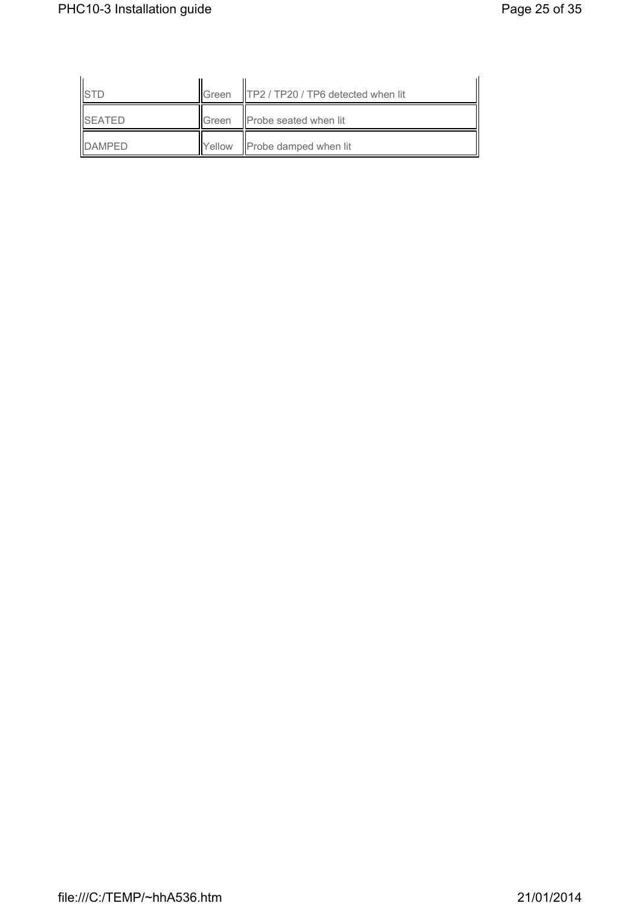| | | |
|---|---|---|
| STD | Green | TP2 / TP20 / TP6 detected when lit |
| SEATED | Green | Probe seated when lit |
| DAMPED | Yellow | Probe damped when lit |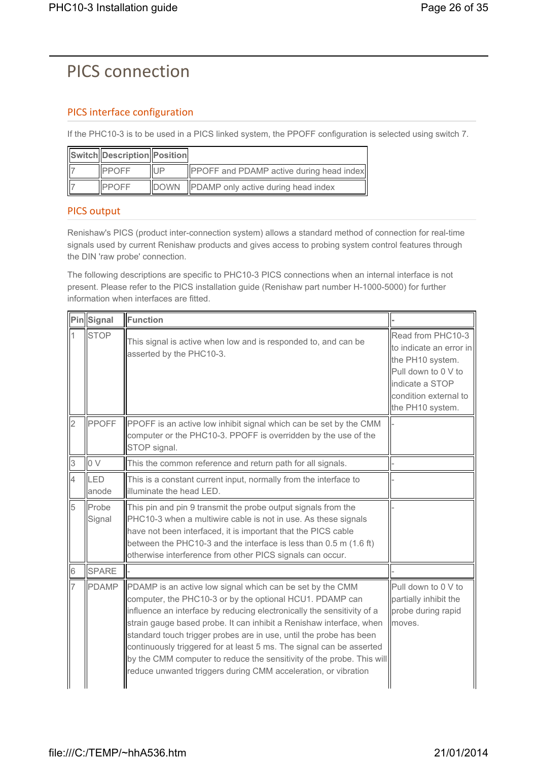# PICS connection

## PICS interface configuration

If the PHC10-3 is to be used in a PICS linked system, the PPOFF configuration is selected using switch 7.

| Switch | Description | Position | |
|---|---|---|---|
| 7 | PPOFF | UP | PPOFF and PDAMP active during head index |
| 7 | PPOFF | DOWN | PDAMP only active during head index |

## PICS output

Renishaw's PICS (product inter-connection system) allows a standard method of connection for real-time signals used by current Renishaw products and gives access to probing system control features through the DIN 'raw probe' connection.

The following descriptions are specific to PHC10-3 PICS connections when an internal interface is not present. Please refer to the PICS installation guide (Renishaw part number H-1000-5000) for further information when interfaces are fitted.

| Pin | Signal | Function | - |
|---|---|---|---|
| 1 | STOP | This signal is active when low and is responded to, and can be asserted by the PHC10-3. | Read from PHC10-3 to indicate an error in the PH10 system. Pull down to 0 V to indicate a STOP condition external to the PH10 system. |
| 2 | PPOFF | PPOFF is an active low inhibit signal which can be set by the CMM computer or the PHC10-3. PPOFF is overridden by the use of the STOP signal. | - |
| 3 | 0 V | This the common reference and return path for all signals. | - |
| 4 | LED anode | This is a constant current input, normally from the interface to illuminate the head LED. | - |
| 5 | Probe Signal | This pin and pin 9 transmit the probe output signals from the PHC10-3 when a multiwire cable is not in use. As these signals have not been interfaced, it is important that the PICS cable between the PHC10-3 and the interface is less than 0.5 m (1.6 ft) otherwise interference from other PICS signals can occur. | - |
| 6 | SPARE | - | - |
| 7 | PDAMP | PDAMP is an active low signal which can be set by the CMM computer, the PHC10-3 or by the optional HCU1. PDAMP can influence an interface by reducing electronically the sensitivity of a strain gauge based probe. It can inhibit a Renishaw interface, when standard touch trigger probes are in use, until the probe has been continuously triggered for at least 5 ms. The signal can be asserted by the CMM computer to reduce the sensitivity of the probe. This will reduce unwanted triggers during CMM acceleration, or vibration | Pull down to 0 V to partially inhibit the probe during rapid moves. |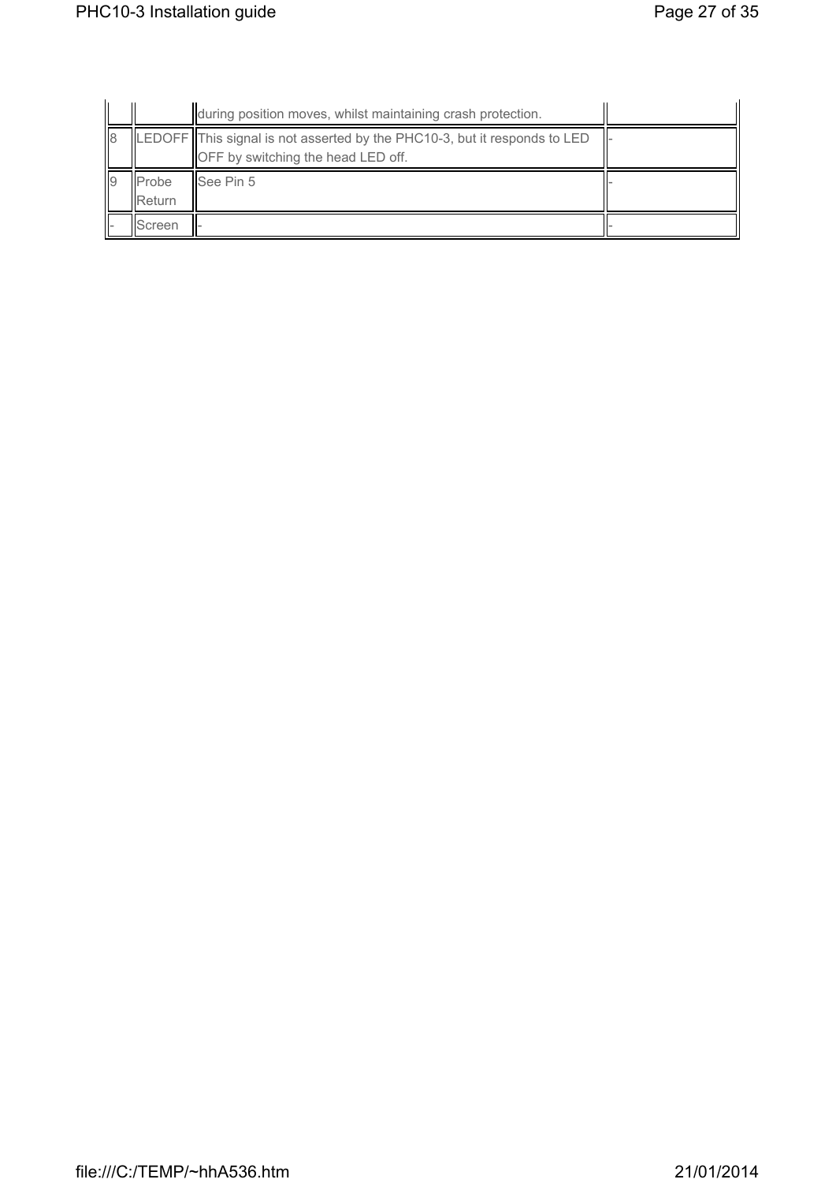| | | | |
|---|---|---|---|
| | | during position moves, whilst maintaining crash protection. | |
| 8 | LEDOFF | This signal is not asserted by the PHC10-3, but it responds to LED OFF by switching the head LED off. | - |
| 9 | Probe Return | See Pin 5 | - |
| - | Screen | - | - |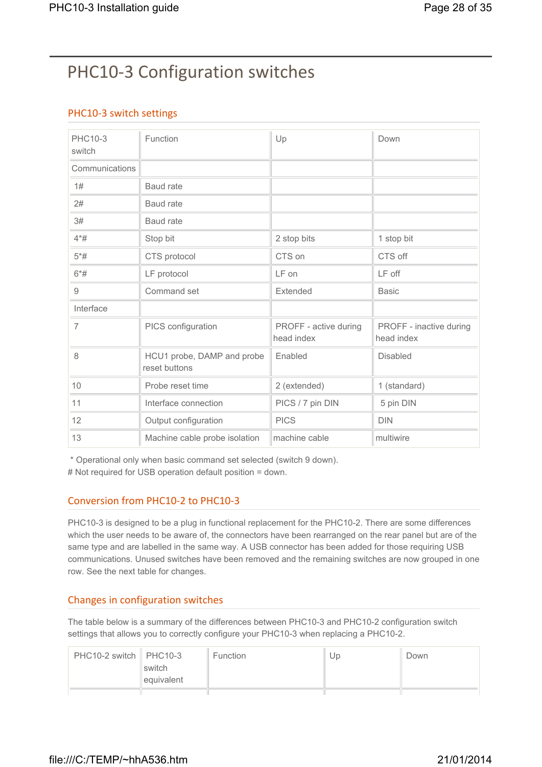# PHC10-3 Configuration switches

## PHC10-3 switch settings

| PHC10-3 switch | Function | Up | Down |
|---|---|---|---|
| Communications | | | |
| 1# | Baud rate | | |
| 2# | Baud rate | | |
| 3# | Baud rate | | |
| 4*# | Stop bit | 2 stop bits | 1 stop bit |
| 5*# | CTS protocol | CTS on | CTS off |
| 6*# | LF protocol | LF on | LF off |
| 9 | Command set | Extended | Basic |
| Interface | | | |
| 7 | PICS configuration | PROFF - active during head index | PROFF - inactive during head index |
| 8 | HCU1 probe, DAMP and probe reset buttons | Enabled | Disabled |
| 10 | Probe reset time | 2 (extended) | 1 (standard) |
| 11 | Interface connection | PICS / 7 pin DIN | 5 pin DIN |
| 12 | Output configuration | PICS | DIN |
| 13 | Machine cable probe isolation | machine cable | multiwire |

\* Operational only when basic command set selected (switch 9 down).
\# Not required for USB operation default position = down.

## Conversion from PHC10-2 to PHC10-3

PHC10-3 is designed to be a plug in functional replacement for the PHC10-2. There are some differences which the user needs to be aware of, the connectors have been rearranged on the rear panel but are of the same type and are labelled in the same way. A USB connector has been added for those requiring USB communications. Unused switches have been removed and the remaining switches are now grouped in one row. See the next table for changes.

## Changes in configuration switches

The table below is a summary of the differences between PHC10-3 and PHC10-2 configuration switch settings that allows you to correctly configure your PHC10-3 when replacing a PHC10-2.

| PHC10-2 switch | PHC10-3 switch equivalent | Function | Up | Down |
|---|---|---|---|---|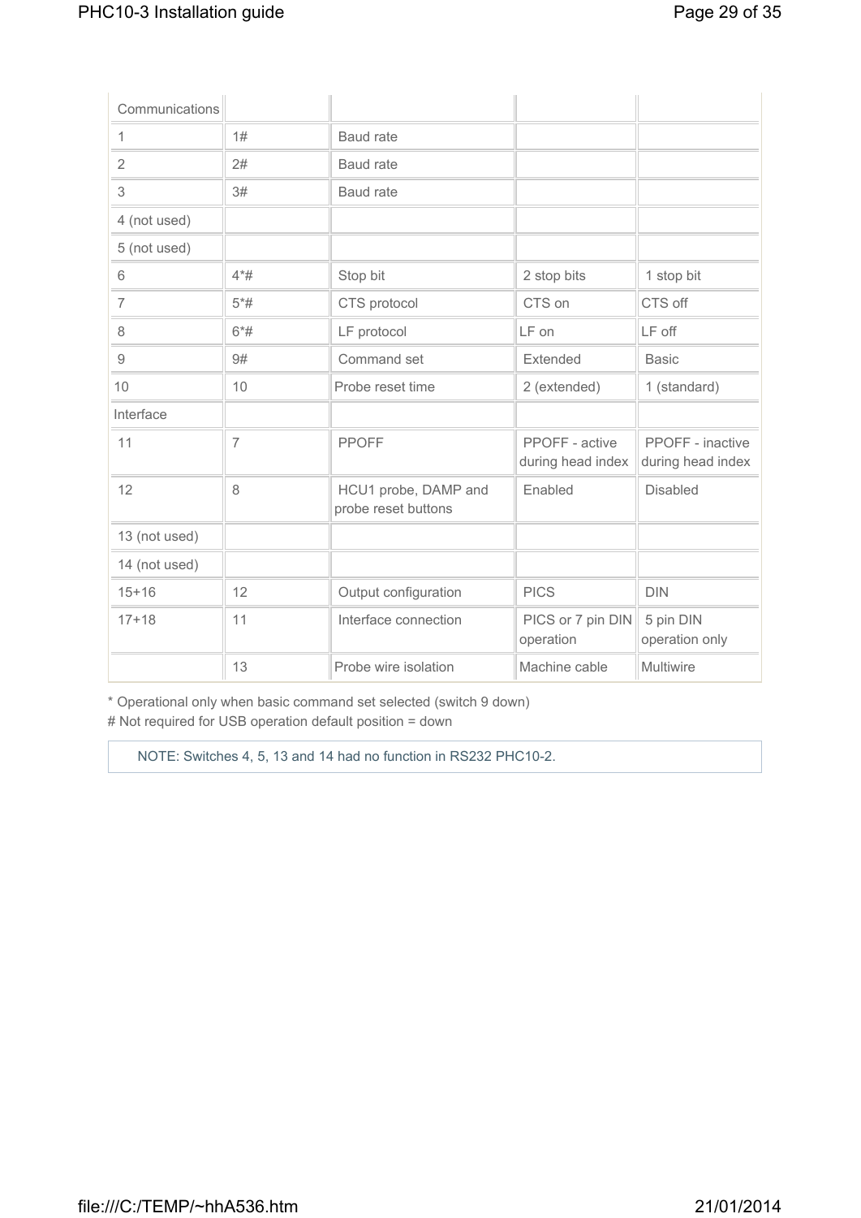| Communications | | | | |
|---|---|---|---|---|
| 1 | 1# | Baud rate | | |
| 2 | 2# | Baud rate | | |
| 3 | 3# | Baud rate | | |
| 4 (not used) | | | | |
| 5 (not used) | | | | |
| 6 | 4*# | Stop bit | 2 stop bits | 1 stop bit |
| 7 | 5*# | CTS protocol | CTS on | CTS off |
| 8 | 6*# | LF protocol | LF on | LF off |
| 9 | 9# | Command set | Extended | Basic |
| 10 | 10 | Probe reset time | 2 (extended) | 1 (standard) |
| Interface | | | | |
| 11 | 7 | PPOFF | PPOFF - active during head index | PPOFF - inactive during head index |
| 12 | 8 | HCU1 probe, DAMP and probe reset buttons | Enabled | Disabled |
| 13 (not used) | | | | |
| 14 (not used) | | | | |
| 15+16 | 12 | Output configuration | PICS | DIN |
| 17+18 | 11 | Interface connection | PICS or 7 pin DIN operation | 5 pin DIN operation only |
| | 13 | Probe wire isolation | Machine cable | Multiwire |

* Operational only when basic command set selected (switch 9 down)
# Not required for USB operation default position = down

NOTE: Switches 4, 5, 13 and 14 had no function in RS232 PHC10-2.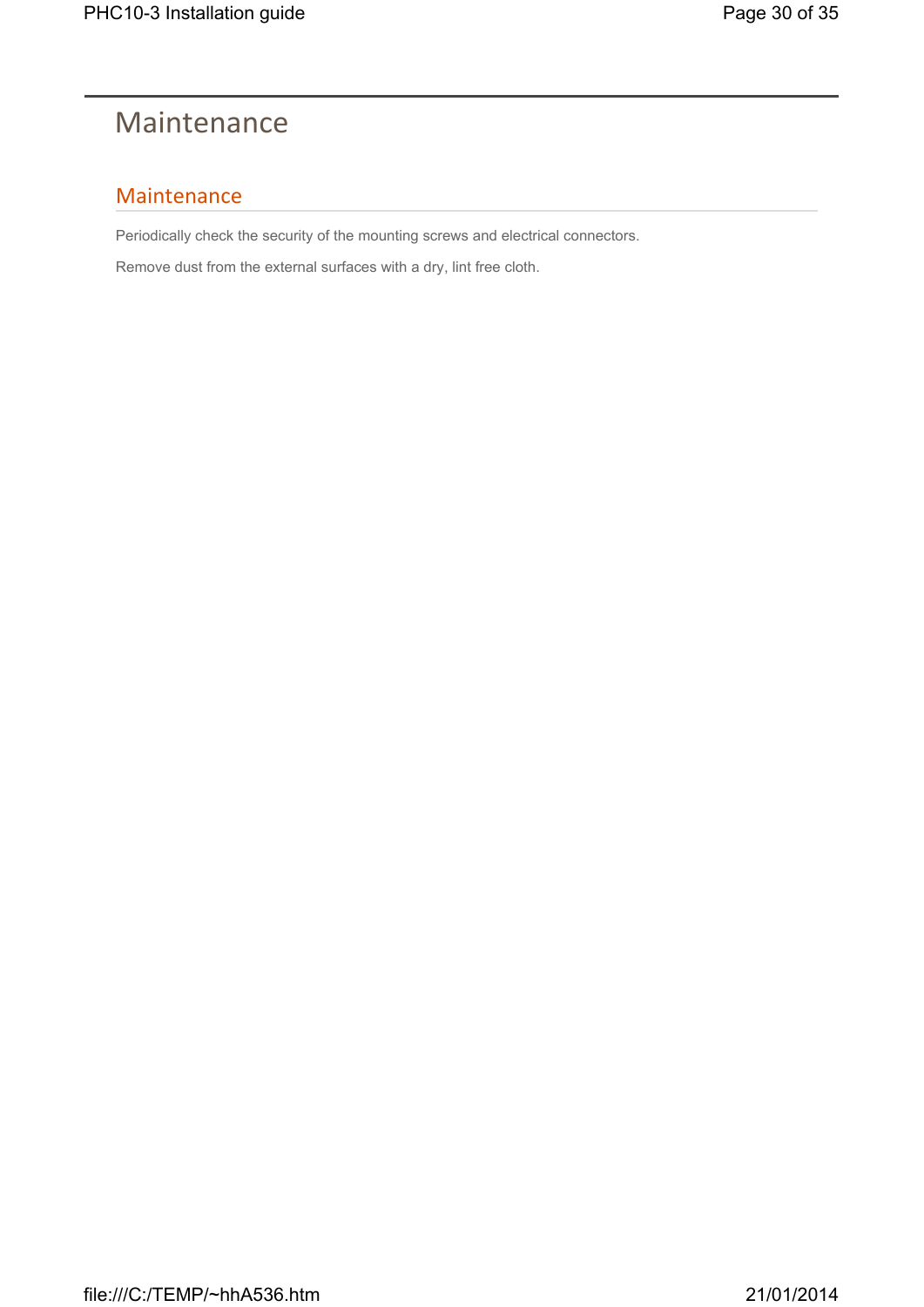# Maintenance

## Maintenance

Periodically check the security of the mounting screws and electrical connectors.

Remove dust from the external surfaces with a dry, lint free cloth.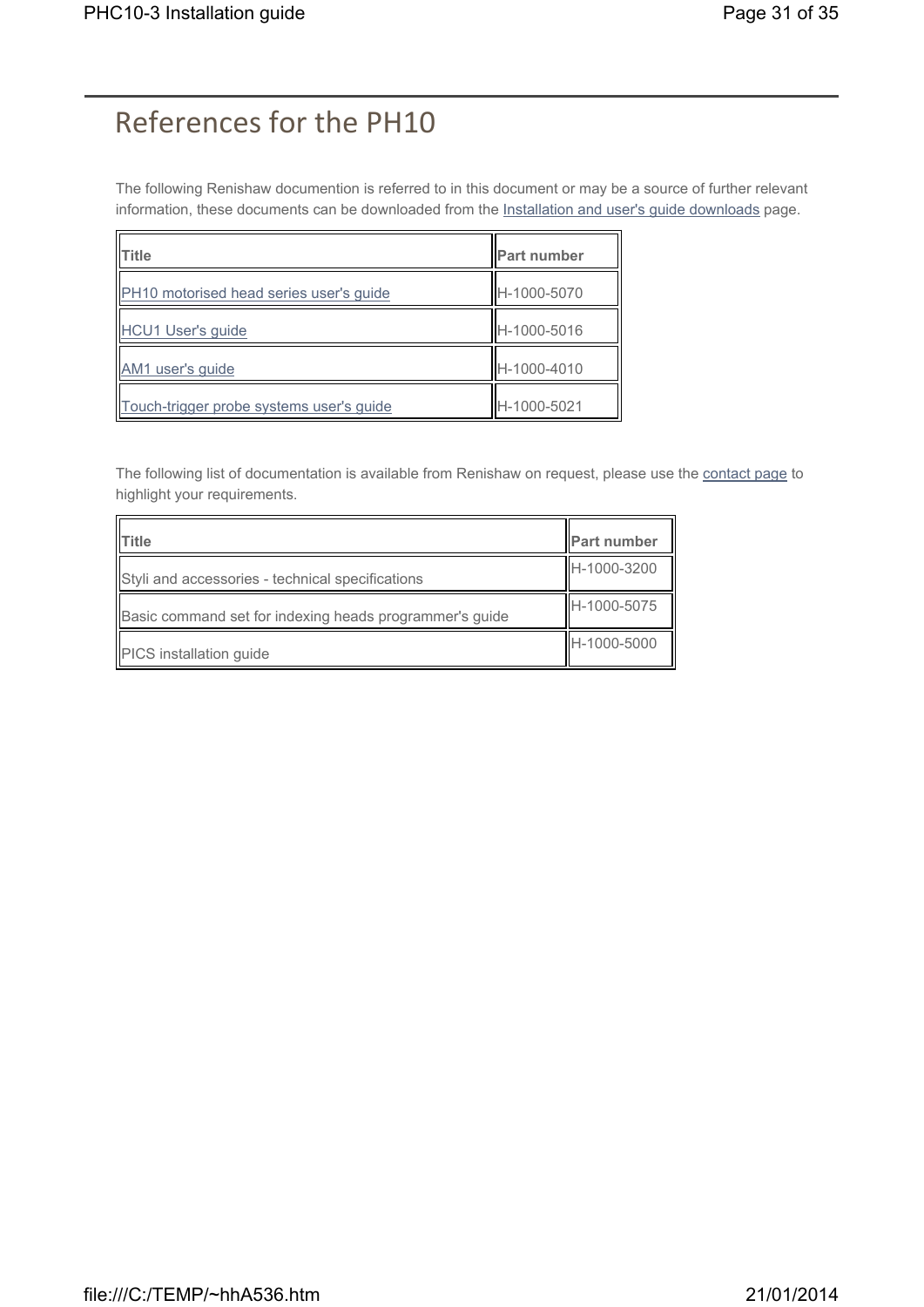# References for the PH10

The following Renishaw documention is referred to in this document or may be a source of further relevant information, these documents can be downloaded from the Installation and user's guide downloads page.

| Title | Part number |
| --- | --- |
| PH10 motorised head series user's guide | H-1000-5070 |
| HCU1 User's guide | H-1000-5016 |
| AM1 user's guide | H-1000-4010 |
| Touch-trigger probe systems user's guide | H-1000-5021 |

The following list of documentation is available from Renishaw on request, please use the contact page to highlight your requirements.

| Title | Part number |
| --- | --- |
| Styli and accessories - technical specifications | H-1000-3200 |
| Basic command set for indexing heads programmer's guide | H-1000-5075 |
| PICS installation guide | H-1000-5000 |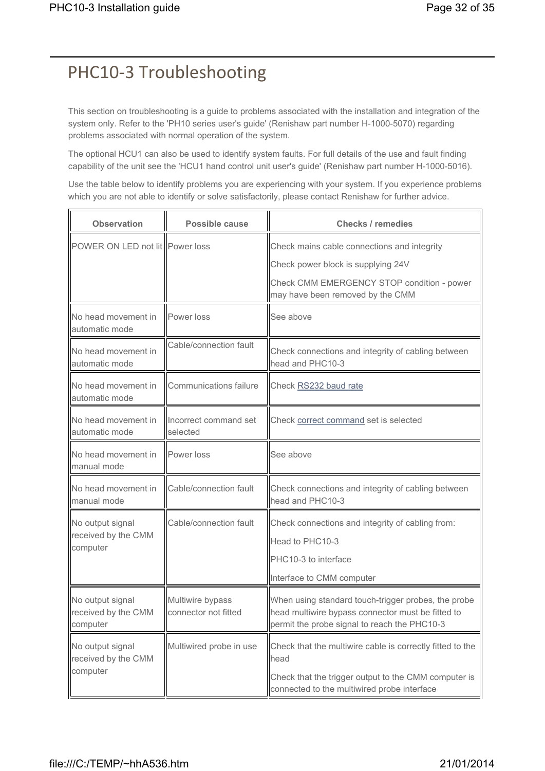# PHC10-3 Troubleshooting

This section on troubleshooting is a guide to problems associated with the installation and integration of the system only. Refer to the 'PH10 series user's guide' (Renishaw part number H-1000-5070) regarding problems associated with normal operation of the system.

The optional HCU1 can also be used to identify system faults. For full details of the use and fault finding capability of the unit see the 'HCU1 hand control unit user's guide' (Renishaw part number H-1000-5016).

Use the table below to identify problems you are experiencing with your system. If you experience problems which you are not able to identify or solve satisfactorily, please contact Renishaw for further advice.

| Observation | Possible cause | Checks / remedies |
|---|---|---|
| POWER ON LED not lit | Power loss | Check mains cable connections and integrity<br><br>Check power block is supplying 24V<br><br>Check CMM EMERGENCY STOP condition - power may have been removed by the CMM |
| No head movement in automatic mode | Power loss | See above |
| No head movement in automatic mode | Cable/connection fault | Check connections and integrity of cabling between head and PHC10-3 |
| No head movement in automatic mode | Communications failure | Check RS232 baud rate |
| No head movement in automatic mode | Incorrect command set selected | Check correct command set is selected |
| No head movement in manual mode | Power loss | See above |
| No head movement in manual mode | Cable/connection fault | Check connections and integrity of cabling between head and PHC10-3 |
| No output signal received by the CMM computer | Cable/connection fault | Check connections and integrity of cabling from:<br><br>Head to PHC10-3<br><br>PHC10-3 to interface<br><br>Interface to CMM computer |
| No output signal received by the CMM computer | Multiwire bypass connector not fitted | When using standard touch-trigger probes, the probe head multiwire bypass connector must be fitted to permit the probe signal to reach the PHC10-3 |
| No output signal received by the CMM computer | Multiwired probe in use | Check that the multiwire cable is correctly fitted to the head<br><br>Check that the trigger output to the CMM computer is connected to the multiwired probe interface |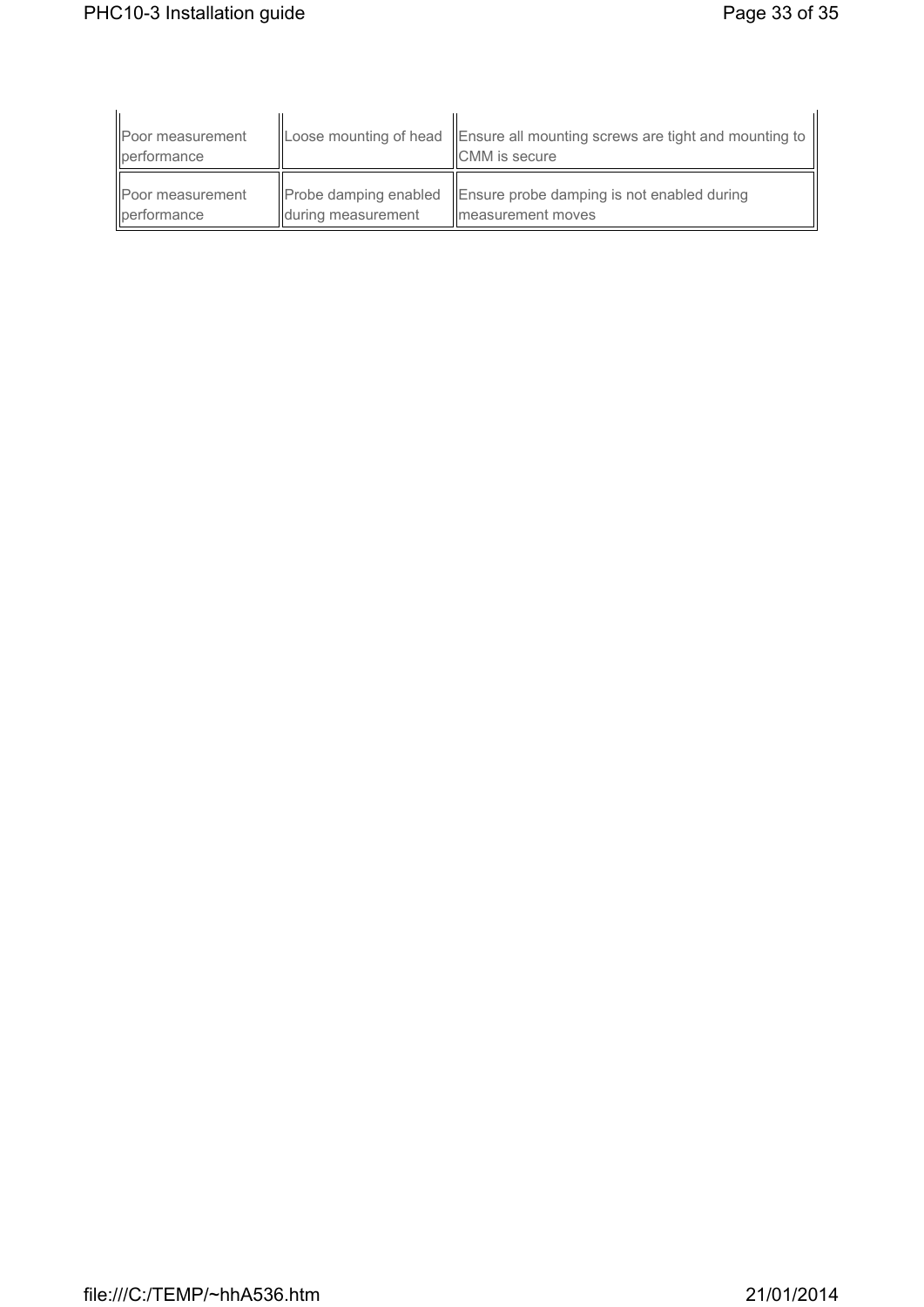| | | |
|---|---|---|
| Poor measurement performance | Loose mounting of head | Ensure all mounting screws are tight and mounting to CMM is secure |
| Poor measurement performance | Probe damping enabled during measurement | Ensure probe damping is not enabled during measurement moves |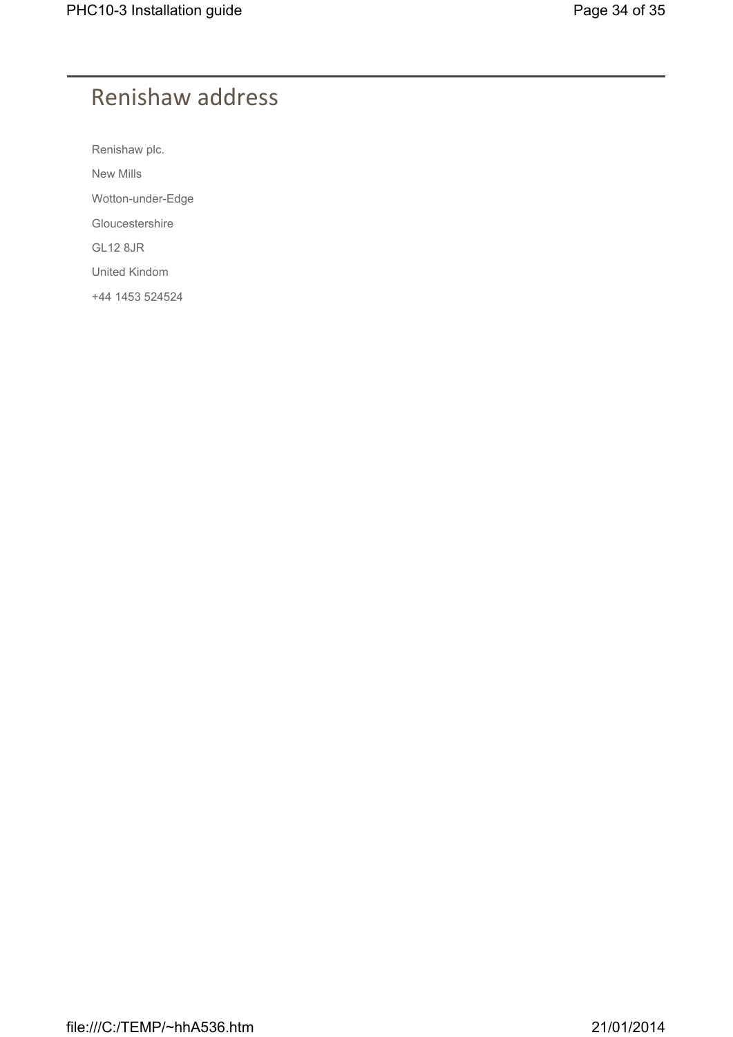# Renishaw address

Renishaw plc.

New Mills

Wotton-under-Edge

Gloucestershire

GL12 8JR

United Kindom

+44 1453 524524